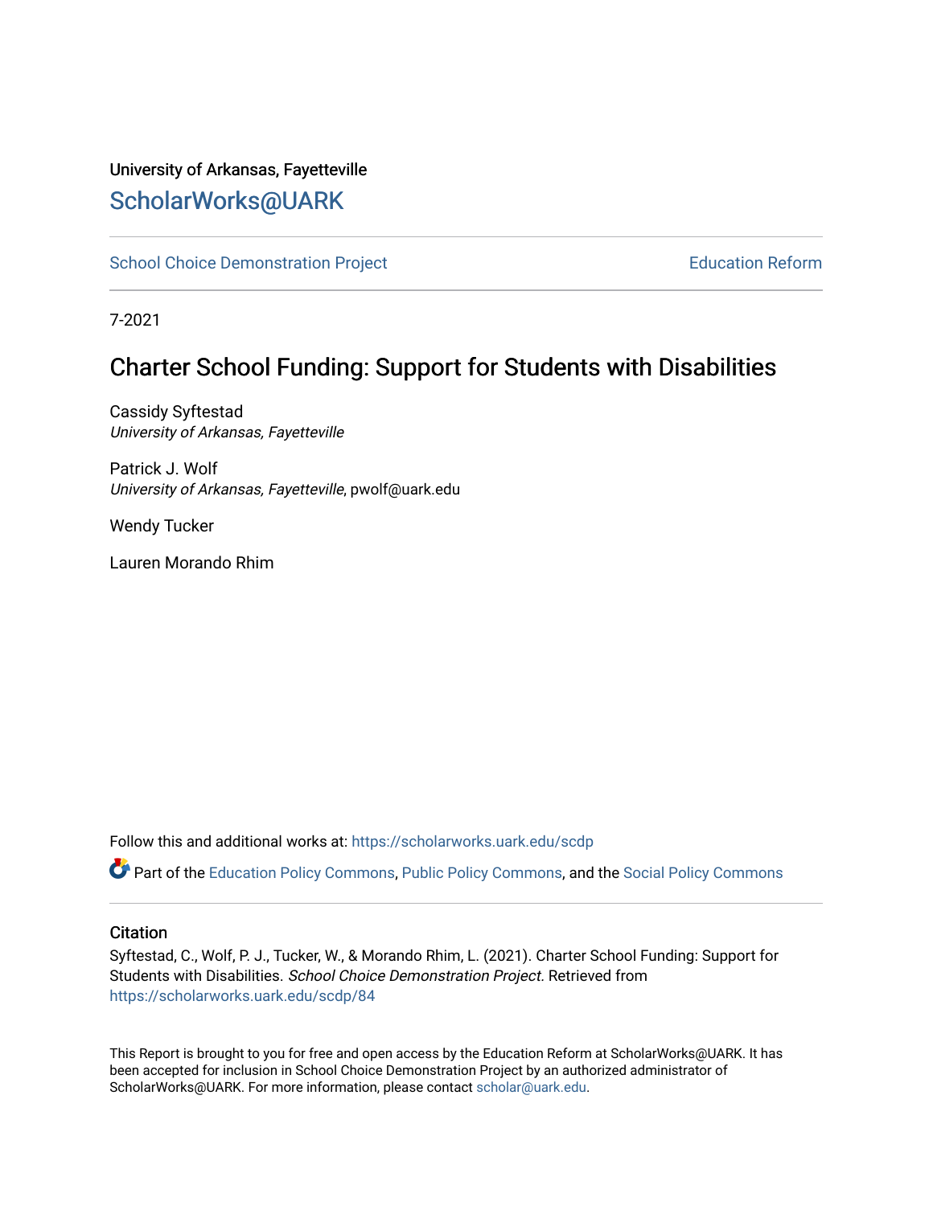University of Arkansas, Fayetteville

# ScholarWorks@UARK

School Choice Demonstration Project | Education Reform

7-2021

## Charter School Funding: Support for Students with Disabilities

Cassidy Syftestad
*University of Arkansas, Fayetteville*

Patrick J. Wolf
*University of Arkansas, Fayetteville*, pwolf@uark.edu

Wendy Tucker

Lauren Morando Rhim

Follow this and additional works at: https://scholarworks.uark.edu/scdp

Part of the Education Policy Commons, Public Policy Commons, and the Social Policy Commons

### Citation

Syftestad, C., Wolf, P. J., Tucker, W., & Morando Rhim, L. (2021). Charter School Funding: Support for Students with Disabilities. *School Choice Demonstration Project.* Retrieved from https://scholarworks.uark.edu/scdp/84

This Report is brought to you for free and open access by the Education Reform at ScholarWorks@UARK. It has been accepted for inclusion in School Choice Demonstration Project by an authorized administrator of ScholarWorks@UARK. For more information, please contact scholar@uark.edu.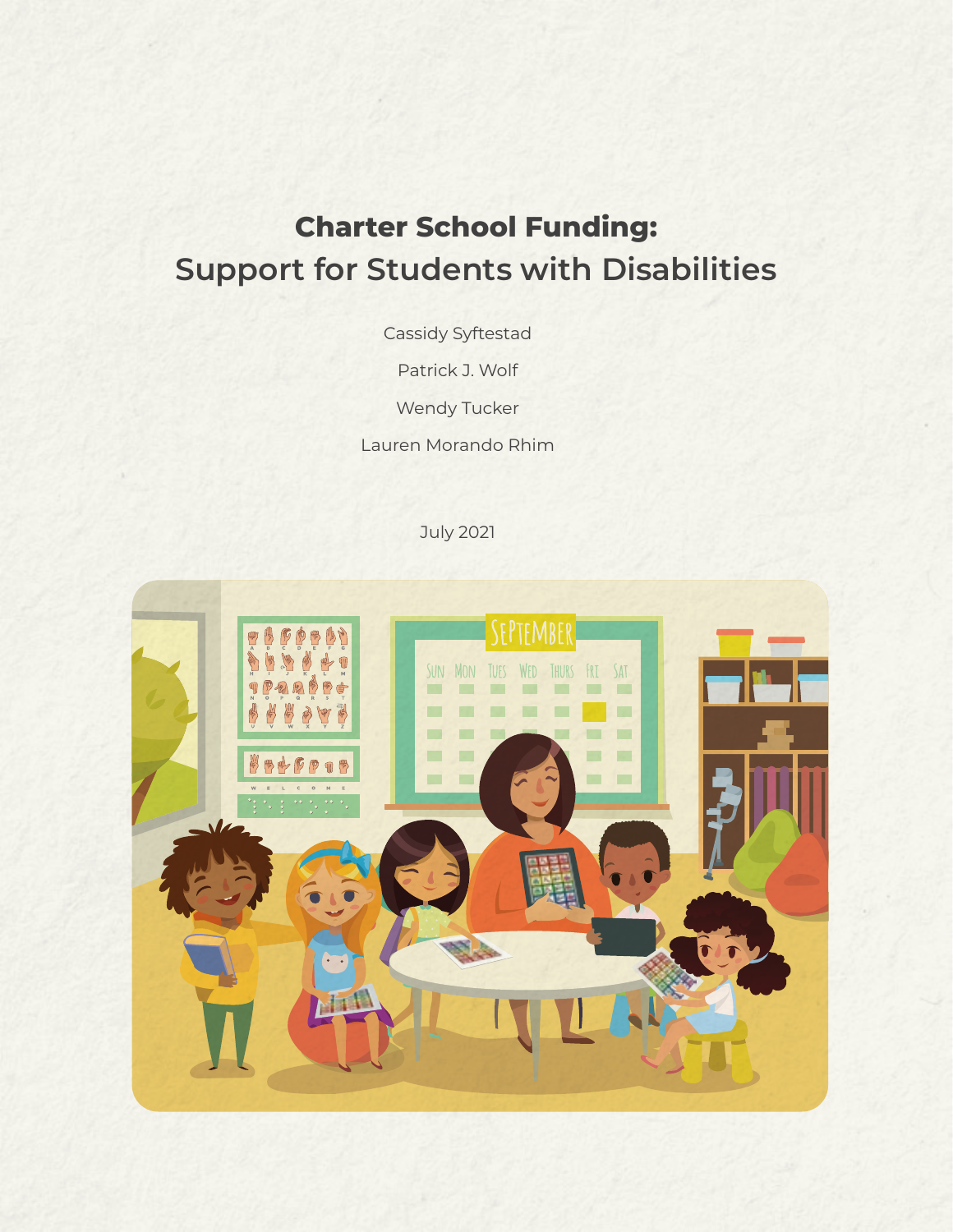# Charter School Funding:
## Support for Students with Disabilities

Cassidy Syftestad

Patrick J. Wolf

Wendy Tucker

Lauren Morando Rhim

July 2021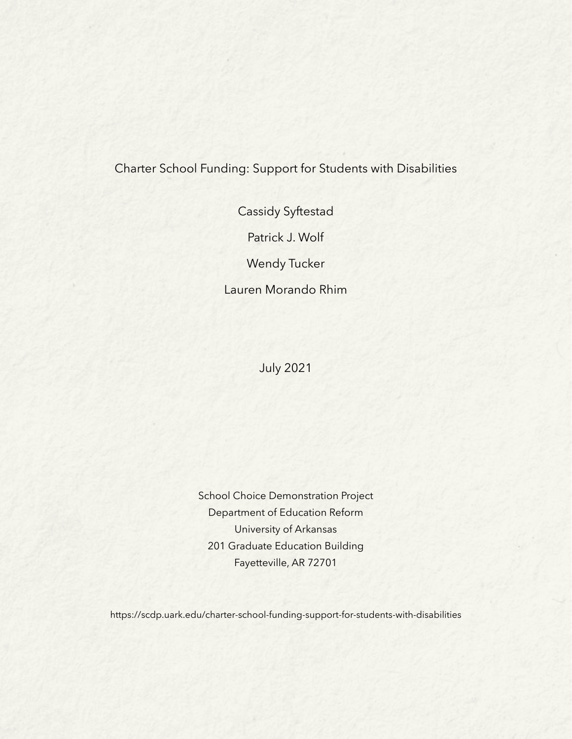# Charter School Funding: Support for Students with Disabilities

Cassidy Syftestad

Patrick J. Wolf

Wendy Tucker

Lauren Morando Rhim

July 2021

School Choice Demonstration Project
Department of Education Reform
University of Arkansas
201 Graduate Education Building
Fayetteville, AR 72701

https://scdp.uark.edu/charter-school-funding-support-for-students-with-disabilities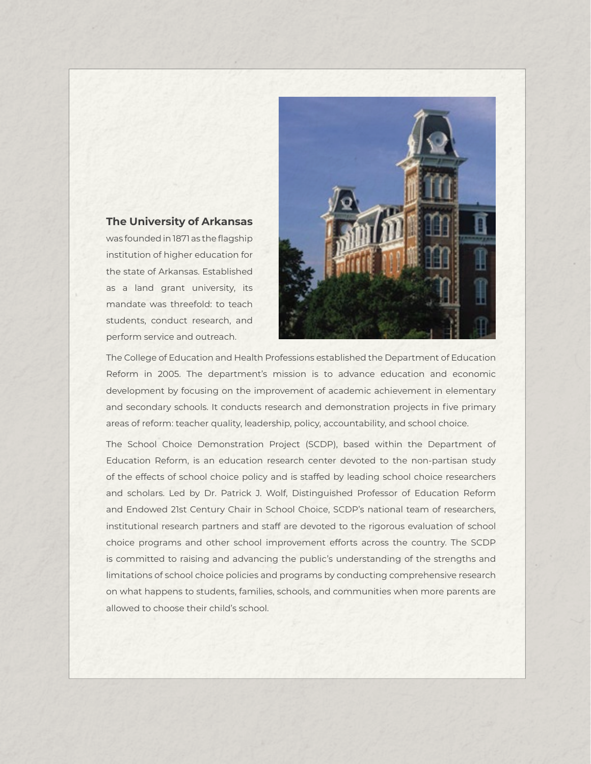**The University of Arkansas** was founded in 1871 as the flagship institution of higher education for the state of Arkansas. Established as a land grant university, its mandate was threefold: to teach students, conduct research, and perform service and outreach.

The College of Education and Health Professions established the Department of Education Reform in 2005. The department's mission is to advance education and economic development by focusing on the improvement of academic achievement in elementary and secondary schools. It conducts research and demonstration projects in five primary areas of reform: teacher quality, leadership, policy, accountability, and school choice.

The School Choice Demonstration Project (SCDP), based within the Department of Education Reform, is an education research center devoted to the non-partisan study of the effects of school choice policy and is staffed by leading school choice researchers and scholars. Led by Dr. Patrick J. Wolf, Distinguished Professor of Education Reform and Endowed 21st Century Chair in School Choice, SCDP's national team of researchers, institutional research partners and staff are devoted to the rigorous evaluation of school choice programs and other school improvement efforts across the country. The SCDP is committed to raising and advancing the public's understanding of the strengths and limitations of school choice policies and programs by conducting comprehensive research on what happens to students, families, schools, and communities when more parents are allowed to choose their child's school.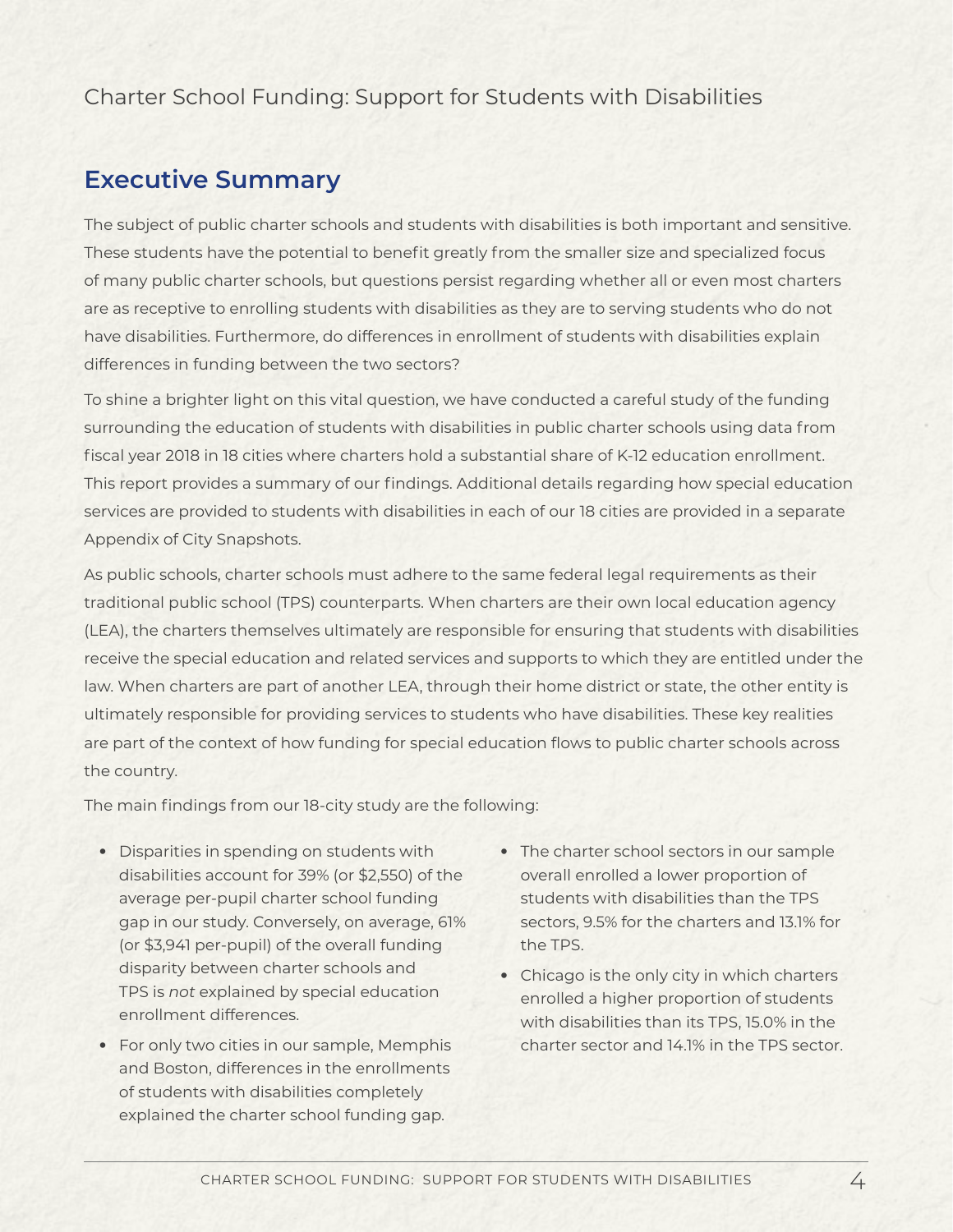## Executive Summary

The subject of public charter schools and students with disabilities is both important and sensitive. These students have the potential to benefit greatly from the smaller size and specialized focus of many public charter schools, but questions persist regarding whether all or even most charters are as receptive to enrolling students with disabilities as they are to serving students who do not have disabilities. Furthermore, do differences in enrollment of students with disabilities explain differences in funding between the two sectors?

To shine a brighter light on this vital question, we have conducted a careful study of the funding surrounding the education of students with disabilities in public charter schools using data from fiscal year 2018 in 18 cities where charters hold a substantial share of K-12 education enrollment. This report provides a summary of our findings. Additional details regarding how special education services are provided to students with disabilities in each of our 18 cities are provided in a separate Appendix of City Snapshots.

As public schools, charter schools must adhere to the same federal legal requirements as their traditional public school (TPS) counterparts. When charters are their own local education agency (LEA), the charters themselves ultimately are responsible for ensuring that students with disabilities receive the special education and related services and supports to which they are entitled under the law. When charters are part of another LEA, through their home district or state, the other entity is ultimately responsible for providing services to students who have disabilities. These key realities are part of the context of how funding for special education flows to public charter schools across the country.

The main findings from our 18-city study are the following:

- Disparities in spending on students with disabilities account for 39% (or $2,550) of the average per-pupil charter school funding gap in our study. Conversely, on average, 61% (or $3,941 per-pupil) of the overall funding disparity between charter schools and TPS is *not* explained by special education enrollment differences.
- For only two cities in our sample, Memphis and Boston, differences in the enrollments of students with disabilities completely explained the charter school funding gap.
- The charter school sectors in our sample overall enrolled a lower proportion of students with disabilities than the TPS sectors, 9.5% for the charters and 13.1% for the TPS.
- Chicago is the only city in which charters enrolled a higher proportion of students with disabilities than its TPS, 15.0% in the charter sector and 14.1% in the TPS sector.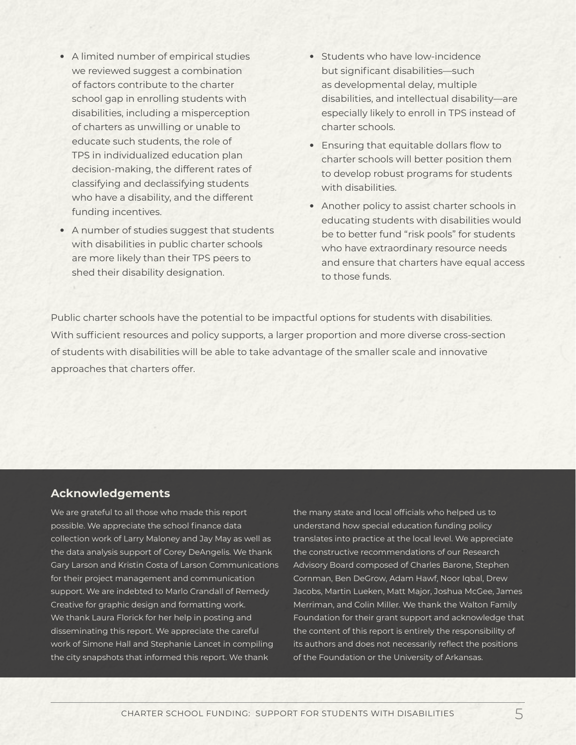- A limited number of empirical studies we reviewed suggest a combination of factors contribute to the charter school gap in enrolling students with disabilities, including a misperception of charters as unwilling or unable to educate such students, the role of TPS in individualized education plan decision-making, the different rates of classifying and declassifying students who have a disability, and the different funding incentives.
- A number of studies suggest that students with disabilities in public charter schools are more likely than their TPS peers to shed their disability designation.
- Students who have low-incidence but significant disabilities—such as developmental delay, multiple disabilities, and intellectual disability—are especially likely to enroll in TPS instead of charter schools.
- Ensuring that equitable dollars flow to charter schools will better position them to develop robust programs for students with disabilities.
- Another policy to assist charter schools in educating students with disabilities would be to better fund "risk pools" for students who have extraordinary resource needs and ensure that charters have equal access to those funds.

Public charter schools have the potential to be impactful options for students with disabilities. With sufficient resources and policy supports, a larger proportion and more diverse cross-section of students with disabilities will be able to take advantage of the smaller scale and innovative approaches that charters offer.

## Acknowledgements

We are grateful to all those who made this report possible. We appreciate the school finance data collection work of Larry Maloney and Jay May as well as the data analysis support of Corey DeAngelis. We thank Gary Larson and Kristin Costa of Larson Communications for their project management and communication support. We are indebted to Marlo Crandall of Remedy Creative for graphic design and formatting work. We thank Laura Florick for her help in posting and disseminating this report. We appreciate the careful work of Simone Hall and Stephanie Lancet in compiling the city snapshots that informed this report. We thank the many state and local officials who helped us to understand how special education funding policy translates into practice at the local level. We appreciate the constructive recommendations of our Research Advisory Board composed of Charles Barone, Stephen Cornman, Ben DeGrow, Adam Hawf, Noor Iqbal, Drew Jacobs, Martin Lueken, Matt Major, Joshua McGee, James Merriman, and Colin Miller. We thank the Walton Family Foundation for their grant support and acknowledge that the content of this report is entirely the responsibility of its authors and does not necessarily reflect the positions of the Foundation or the University of Arkansas.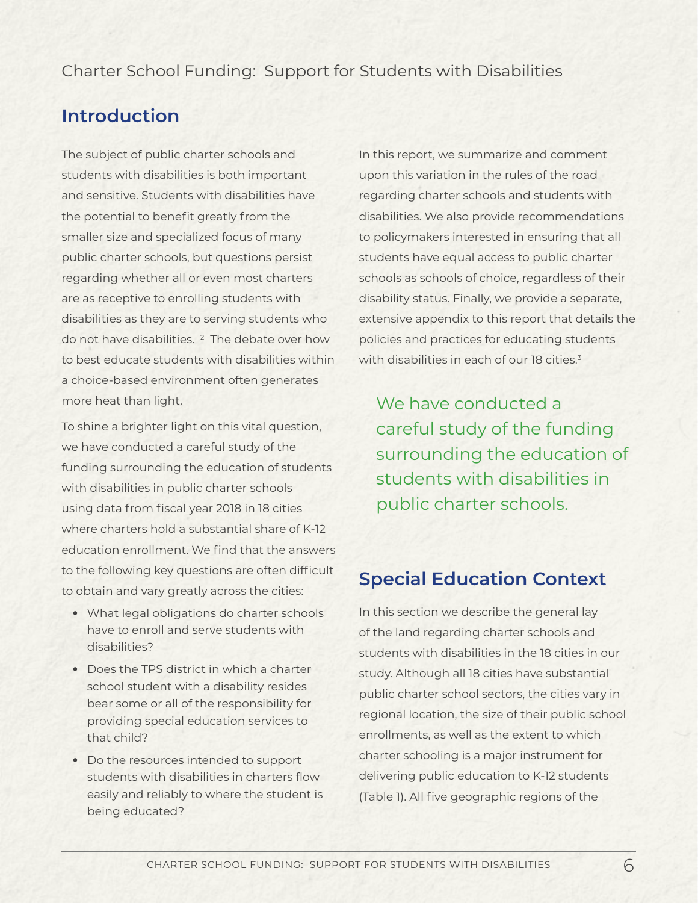## Introduction

The subject of public charter schools and students with disabilities is both important and sensitive. Students with disabilities have the potential to benefit greatly from the smaller size and specialized focus of many public charter schools, but questions persist regarding whether all or even most charters are as receptive to enrolling students with disabilities as they are to serving students who do not have disabilities.[1,2] The debate over how to best educate students with disabilities within a choice-based environment often generates more heat than light.

To shine a brighter light on this vital question, we have conducted a careful study of the funding surrounding the education of students with disabilities in public charter schools using data from fiscal year 2018 in 18 cities where charters hold a substantial share of K-12 education enrollment. We find that the answers to the following key questions are often difficult to obtain and vary greatly across the cities:

- What legal obligations do charter schools have to enroll and serve students with disabilities?
- Does the TPS district in which a charter school student with a disability resides bear some or all of the responsibility for providing special education services to that child?
- Do the resources intended to support students with disabilities in charters flow easily and reliably to where the student is being educated?

In this report, we summarize and comment upon this variation in the rules of the road regarding charter schools and students with disabilities. We also provide recommendations to policymakers interested in ensuring that all students have equal access to public charter schools as schools of choice, regardless of their disability status. Finally, we provide a separate, extensive appendix to this report that details the policies and practices for educating students with disabilities in each of our 18 cities.[3]

> We have conducted a careful study of the funding surrounding the education of students with disabilities in public charter schools.

## Special Education Context

In this section we describe the general lay of the land regarding charter schools and students with disabilities in the 18 cities in our study. Although all 18 cities have substantial public charter school sectors, the cities vary in regional location, the size of their public school enrollments, as well as the extent to which charter schooling is a major instrument for delivering public education to K-12 students (Table 1). All five geographic regions of the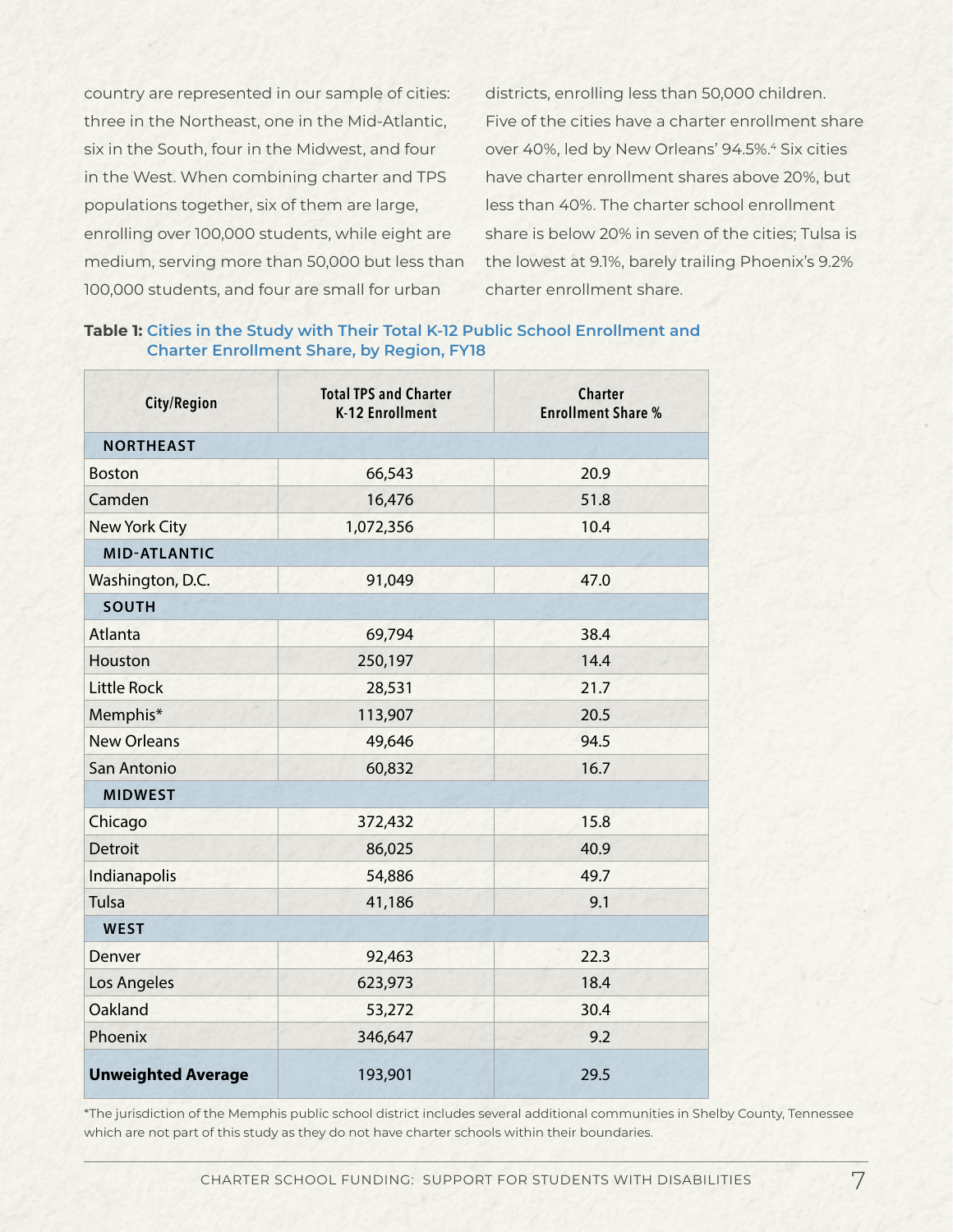country are represented in our sample of cities: three in the Northeast, one in the Mid-Atlantic, six in the South, four in the Midwest, and four in the West. When combining charter and TPS populations together, six of them are large, enrolling over 100,000 students, while eight are medium, serving more than 50,000 but less than 100,000 students, and four are small for urban districts, enrolling less than 50,000 children. Five of the cities have a charter enrollment share over 40%, led by New Orleans' 94.5%.[4] Six cities have charter enrollment shares above 20%, but less than 40%. The charter school enrollment share is below 20% in seven of the cities; Tulsa is the lowest at 9.1%, barely trailing Phoenix's 9.2% charter enrollment share.

**Table 1: Cities in the Study with Their Total K-12 Public School Enrollment and Charter Enrollment Share, by Region, FY18**

| City/Region | Total TPS and Charter K-12 Enrollment | Charter Enrollment Share % |
|---|---|---|
| **NORTHEAST** | | |
| Boston | 66,543 | 20.9 |
| Camden | 16,476 | 51.8 |
| New York City | 1,072,356 | 10.4 |
| **MID-ATLANTIC** | | |
| Washington, D.C. | 91,049 | 47.0 |
| **SOUTH** | | |
| Atlanta | 69,794 | 38.4 |
| Houston | 250,197 | 14.4 |
| Little Rock | 28,531 | 21.7 |
| Memphis* | 113,907 | 20.5 |
| New Orleans | 49,646 | 94.5 |
| San Antonio | 60,832 | 16.7 |
| **MIDWEST** | | |
| Chicago | 372,432 | 15.8 |
| Detroit | 86,025 | 40.9 |
| Indianapolis | 54,886 | 49.7 |
| Tulsa | 41,186 | 9.1 |
| **WEST** | | |
| Denver | 92,463 | 22.3 |
| Los Angeles | 623,973 | 18.4 |
| Oakland | 53,272 | 30.4 |
| Phoenix | 346,647 | 9.2 |
| **Unweighted Average** | 193,901 | 29.5 |

*The jurisdiction of the Memphis public school district includes several additional communities in Shelby County, Tennessee which are not part of this study as they do not have charter schools within their boundaries.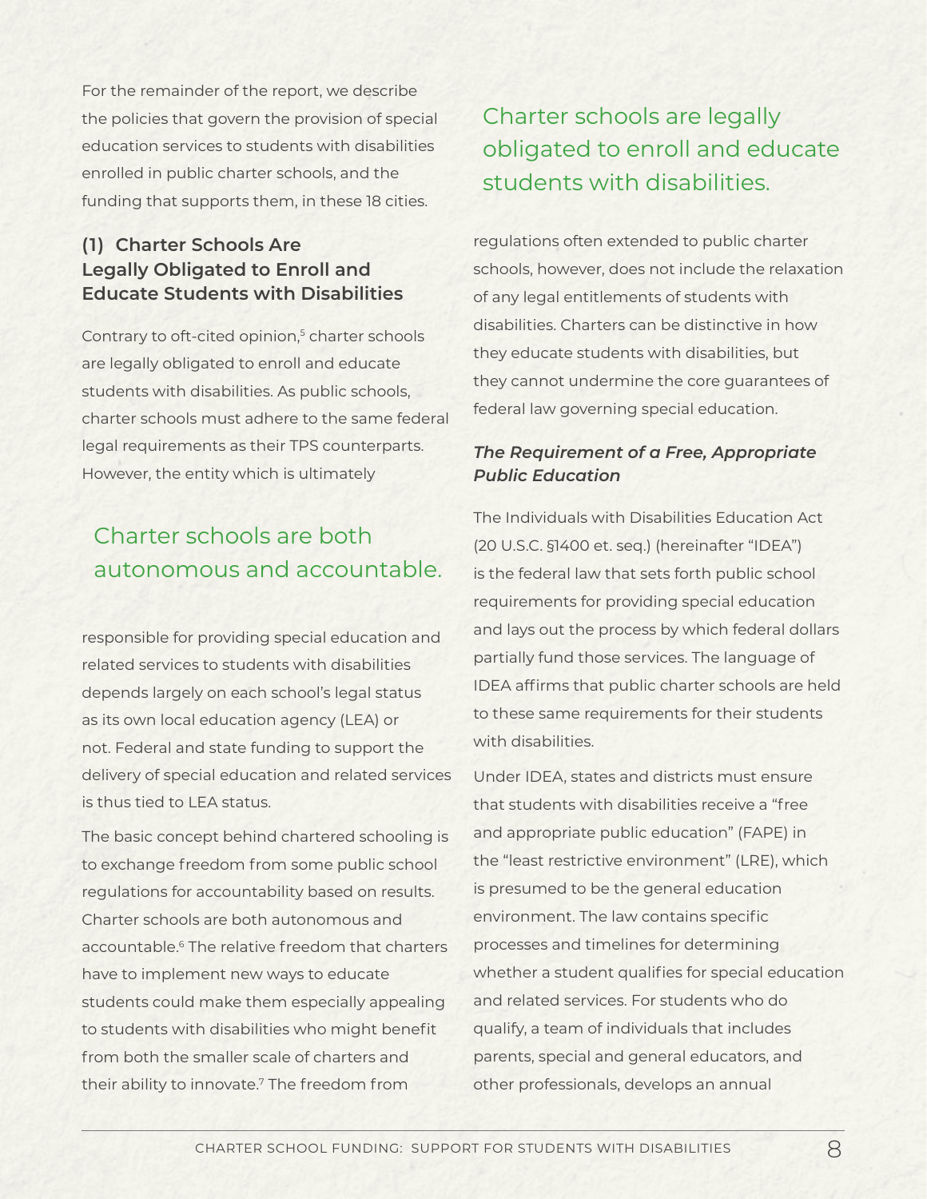For the remainder of the report, we describe the policies that govern the provision of special education services to students with disabilities enrolled in public charter schools, and the funding that supports them, in these 18 cities.

## (1) Charter Schools Are Legally Obligated to Enroll and Educate Students with Disabilities

Contrary to oft-cited opinion,[5] charter schools are legally obligated to enroll and educate students with disabilities. As public schools, charter schools must adhere to the same federal legal requirements as their TPS counterparts. However, the entity which is ultimately responsible for providing special education and related services to students with disabilities depends largely on each school's legal status as its own local education agency (LEA) or not. Federal and state funding to support the delivery of special education and related services is thus tied to LEA status.

> Charter schools are both autonomous and accountable.

The basic concept behind chartered schooling is to exchange freedom from some public school regulations for accountability based on results. Charter schools are both autonomous and accountable.[6] The relative freedom that charters have to implement new ways to educate students could make them especially appealing to students with disabilities who might benefit from both the smaller scale of charters and their ability to innovate.[7] The freedom from regulations often extended to public charter schools, however, does not include the relaxation of any legal entitlements of students with disabilities. Charters can be distinctive in how they educate students with disabilities, but they cannot undermine the core guarantees of federal law governing special education.

> Charter schools are legally obligated to enroll and educate students with disabilities.

### *The Requirement of a Free, Appropriate Public Education*

The Individuals with Disabilities Education Act (20 U.S.C. §1400 et. seq.) (hereinafter "IDEA") is the federal law that sets forth public school requirements for providing special education and lays out the process by which federal dollars partially fund those services. The language of IDEA affirms that public charter schools are held to these same requirements for their students with disabilities.

Under IDEA, states and districts must ensure that students with disabilities receive a "free and appropriate public education" (FAPE) in the "least restrictive environment" (LRE), which is presumed to be the general education environment. The law contains specific processes and timelines for determining whether a student qualifies for special education and related services. For students who do qualify, a team of individuals that includes parents, special and general educators, and other professionals, develops an annual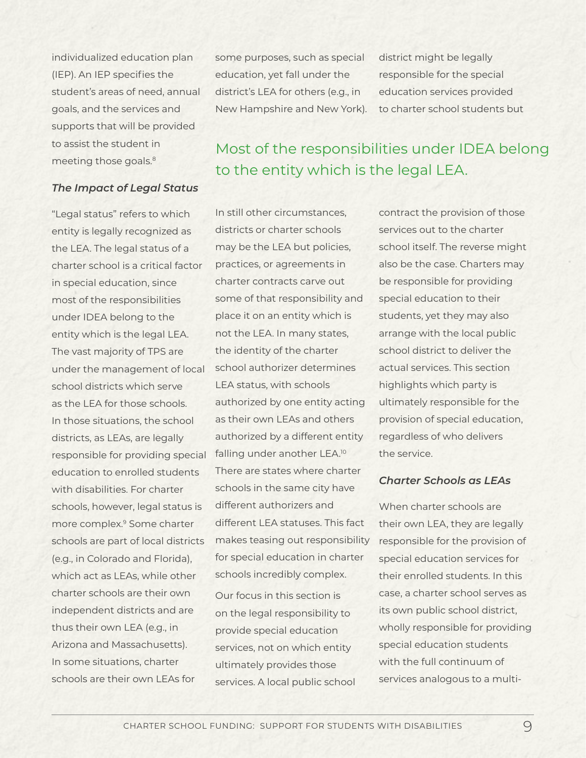individualized education plan (IEP). An IEP specifies the student's areas of need, annual goals, and the services and supports that will be provided to assist the student in meeting those goals.[8]

### *The Impact of Legal Status*

"Legal status" refers to which entity is legally recognized as the LEA. The legal status of a charter school is a critical factor in special education, since most of the responsibilities under IDEA belong to the entity which is the legal LEA. The vast majority of TPS are under the management of local school districts which serve as the LEA for those schools. In those situations, the school districts, as LEAs, are legally responsible for providing special education to enrolled students with disabilities. For charter schools, however, legal status is more complex.[9] Some charter schools are part of local districts (e.g., in Colorado and Florida), which act as LEAs, while other charter schools are their own independent districts and are thus their own LEA (e.g., in Arizona and Massachusetts). In some situations, charter schools are their own LEAs for some purposes, such as special education, yet fall under the district's LEA for others (e.g., in New Hampshire and New York).

> Most of the responsibilities under IDEA belong to the entity which is the legal LEA.

In still other circumstances, districts or charter schools may be the LEA but policies, practices, or agreements in charter contracts carve out some of that responsibility and place it on an entity which is not the LEA. In many states, the identity of the charter school authorizer determines LEA status, with schools authorized by one entity acting as their own LEAs and others authorized by a different entity falling under another LEA.[10] There are states where charter schools in the same city have different authorizers and different LEA statuses. This fact makes teasing out responsibility for special education in charter schools incredibly complex.

Our focus in this section is on the legal responsibility to provide special education services, not on which entity ultimately provides those services. A local public school district might be legally responsible for the special education services provided to charter school students but contract the provision of those services out to the charter school itself. The reverse might also be the case. Charters may be responsible for providing special education to their students, yet they may also arrange with the local public school district to deliver the actual services. This section highlights which party is ultimately responsible for the provision of special education, regardless of who delivers the service.

### *Charter Schools as LEAs*

When charter schools are their own LEA, they are legally responsible for the provision of special education services for their enrolled students. In this case, a charter school serves as its own public school district, wholly responsible for providing special education students with the full continuum of services analogous to a multi-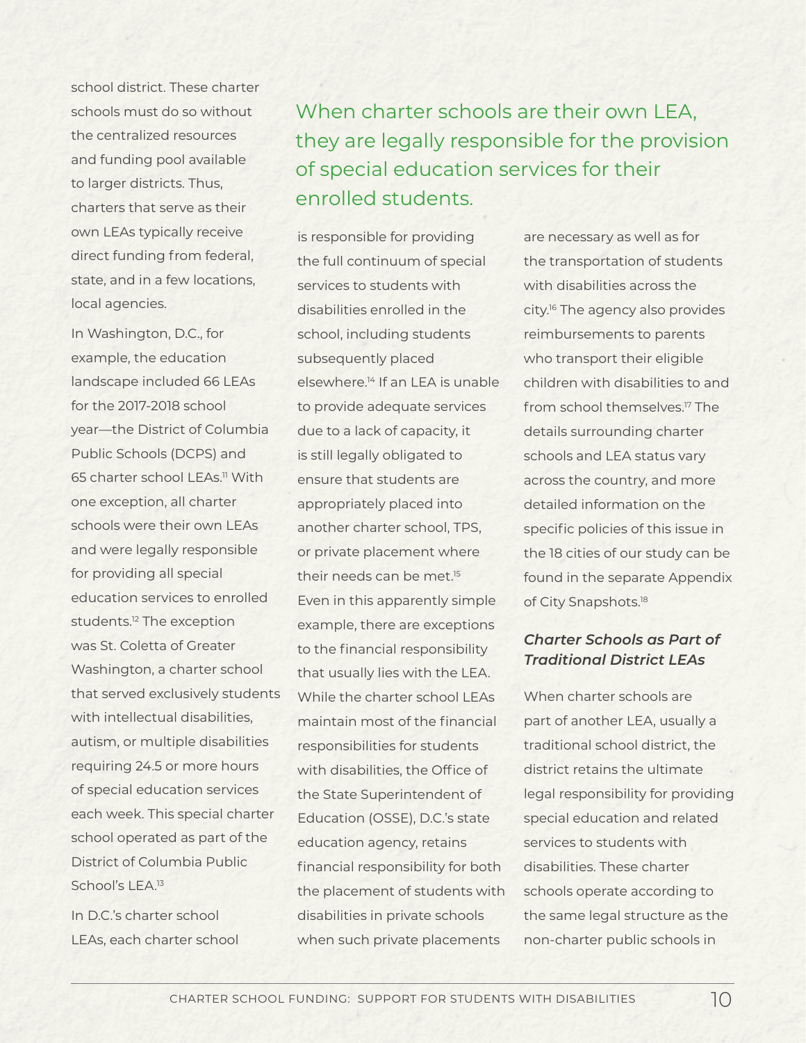school district. These charter schools must do so without the centralized resources and funding pool available to larger districts. Thus, charters that serve as their own LEAs typically receive direct funding from federal, state, and in a few locations, local agencies.

> When charter schools are their own LEA, they are legally responsible for the provision of special education services for their enrolled students.

In Washington, D.C., for example, the education landscape included 66 LEAs for the 2017-2018 school year—the District of Columbia Public Schools (DCPS) and 65 charter school LEAs.[11] With one exception, all charter schools were their own LEAs and were legally responsible for providing all special education services to enrolled students.[12] The exception was St. Coletta of Greater Washington, a charter school that served exclusively students with intellectual disabilities, autism, or multiple disabilities requiring 24.5 or more hours of special education services each week. This special charter school operated as part of the District of Columbia Public School's LEA.[13]

In D.C.'s charter school LEAs, each charter school is responsible for providing the full continuum of special services to students with disabilities enrolled in the school, including students subsequently placed elsewhere.[14] If an LEA is unable to provide adequate services due to a lack of capacity, it is still legally obligated to ensure that students are appropriately placed into another charter school, TPS, or private placement where their needs can be met.[15] Even in this apparently simple example, there are exceptions to the financial responsibility that usually lies with the LEA. While the charter school LEAs maintain most of the financial responsibilities for students with disabilities, the Office of the State Superintendent of Education (OSSE), D.C.'s state education agency, retains financial responsibility for both the placement of students with disabilities in private schools when such private placements are necessary as well as for the transportation of students with disabilities across the city.[16] The agency also provides reimbursements to parents who transport their eligible children with disabilities to and from school themselves.[17] The details surrounding charter schools and LEA status vary across the country, and more detailed information on the specific policies of this issue in the 18 cities of our study can be found in the separate Appendix of City Snapshots.[18]

### *Charter Schools as Part of Traditional District LEAs*

When charter schools are part of another LEA, usually a traditional school district, the district retains the ultimate legal responsibility for providing special education and related services to students with disabilities. These charter schools operate according to the same legal structure as the non-charter public schools in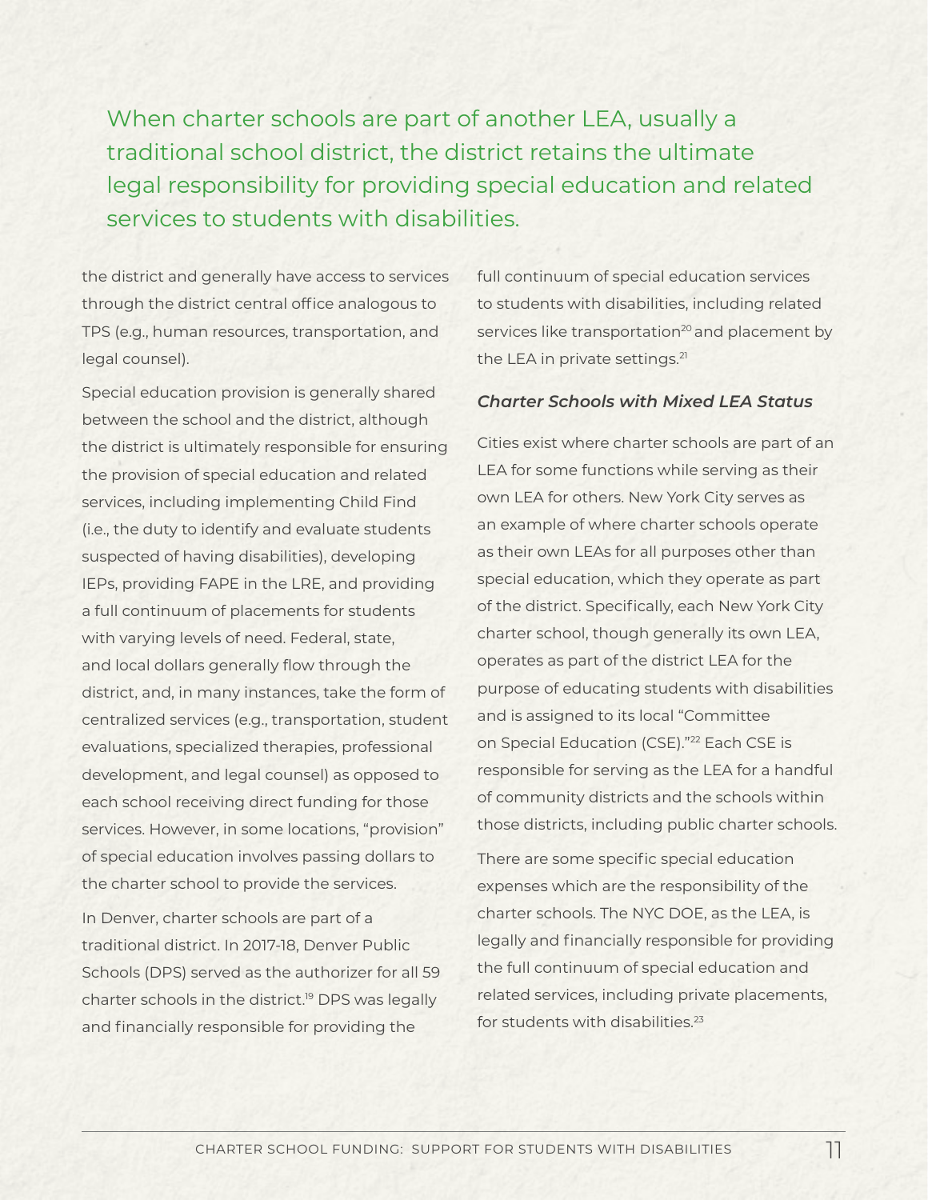When charter schools are part of another LEA, usually a traditional school district, the district retains the ultimate legal responsibility for providing special education and related services to students with disabilities.

the district and generally have access to services through the district central office analogous to TPS (e.g., human resources, transportation, and legal counsel).

Special education provision is generally shared between the school and the district, although the district is ultimately responsible for ensuring the provision of special education and related services, including implementing Child Find (i.e., the duty to identify and evaluate students suspected of having disabilities), developing IEPs, providing FAPE in the LRE, and providing a full continuum of placements for students with varying levels of need. Federal, state, and local dollars generally flow through the district, and, in many instances, take the form of centralized services (e.g., transportation, student evaluations, specialized therapies, professional development, and legal counsel) as opposed to each school receiving direct funding for those services. However, in some locations, "provision" of special education involves passing dollars to the charter school to provide the services.

In Denver, charter schools are part of a traditional district. In 2017-18, Denver Public Schools (DPS) served as the authorizer for all 59 charter schools in the district.[19] DPS was legally and financially responsible for providing the full continuum of special education services to students with disabilities, including related services like transportation[20] and placement by the LEA in private settings.[21]

### *Charter Schools with Mixed LEA Status*

Cities exist where charter schools are part of an LEA for some functions while serving as their own LEA for others. New York City serves as an example of where charter schools operate as their own LEAs for all purposes other than special education, which they operate as part of the district. Specifically, each New York City charter school, though generally its own LEA, operates as part of the district LEA for the purpose of educating students with disabilities and is assigned to its local "Committee on Special Education (CSE)."[22] Each CSE is responsible for serving as the LEA for a handful of community districts and the schools within those districts, including public charter schools.

There are some specific special education expenses which are the responsibility of the charter schools. The NYC DOE, as the LEA, is legally and financially responsible for providing the full continuum of special education and related services, including private placements, for students with disabilities.[23]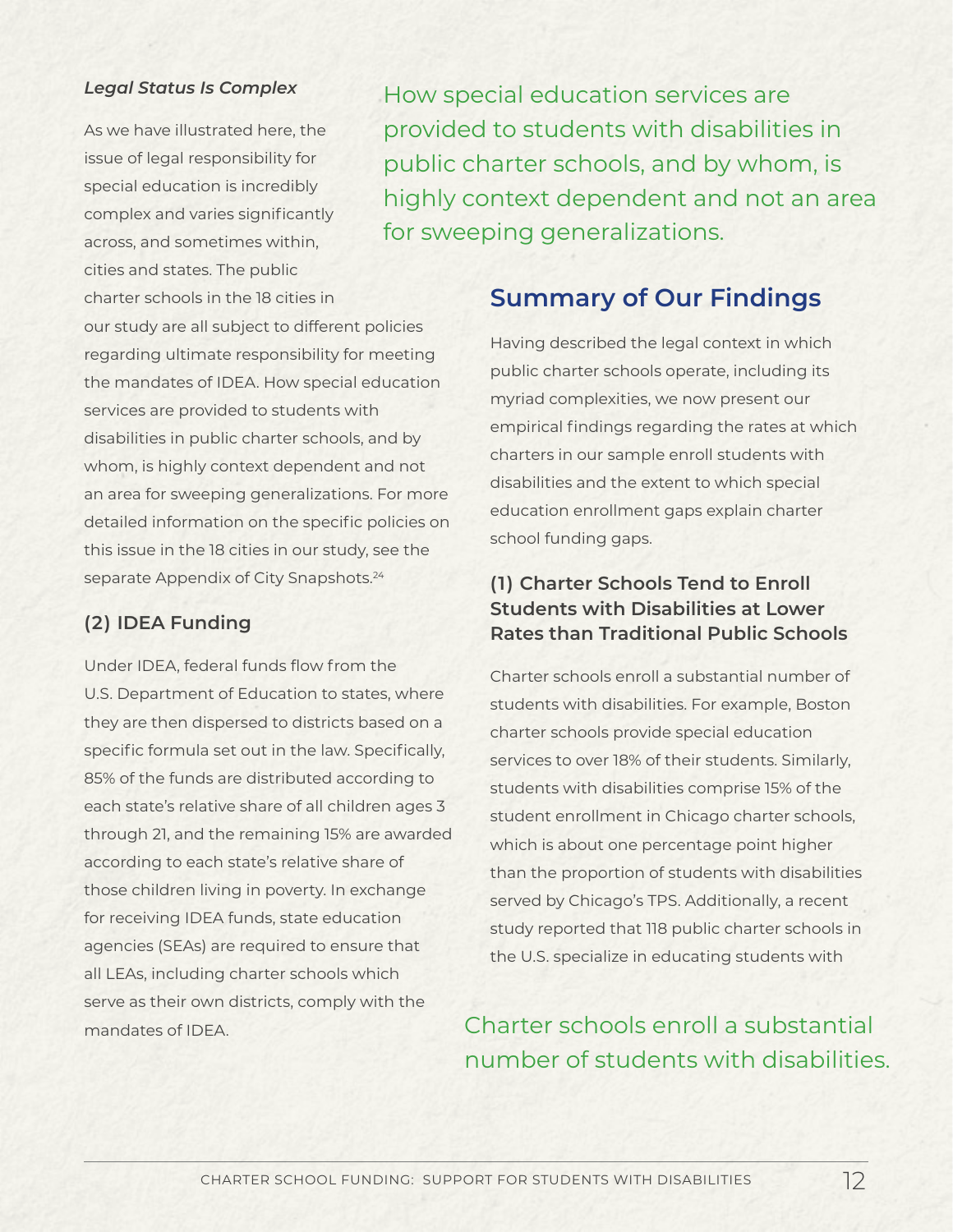*Legal Status Is Complex*

As we have illustrated here, the issue of legal responsibility for special education is incredibly complex and varies significantly across, and sometimes within, cities and states. The public charter schools in the 18 cities in our study are all subject to different policies regarding ultimate responsibility for meeting the mandates of IDEA. How special education services are provided to students with disabilities in public charter schools, and by whom, is highly context dependent and not an area for sweeping generalizations. For more detailed information on the specific policies on this issue in the 18 cities in our study, see the separate Appendix of City Snapshots.[24]

> How special education services are provided to students with disabilities in public charter schools, and by whom, is highly context dependent and not an area for sweeping generalizations.

### (2) IDEA Funding

Under IDEA, federal funds flow from the U.S. Department of Education to states, where they are then dispersed to districts based on a specific formula set out in the law. Specifically, 85% of the funds are distributed according to each state's relative share of all children ages 3 through 21, and the remaining 15% are awarded according to each state's relative share of those children living in poverty. In exchange for receiving IDEA funds, state education agencies (SEAs) are required to ensure that all LEAs, including charter schools which serve as their own districts, comply with the mandates of IDEA.

## Summary of Our Findings

Having described the legal context in which public charter schools operate, including its myriad complexities, we now present our empirical findings regarding the rates at which charters in our sample enroll students with disabilities and the extent to which special education enrollment gaps explain charter school funding gaps.

### (1) Charter Schools Tend to Enroll Students with Disabilities at Lower Rates than Traditional Public Schools

Charter schools enroll a substantial number of students with disabilities. For example, Boston charter schools provide special education services to over 18% of their students. Similarly, students with disabilities comprise 15% of the student enrollment in Chicago charter schools, which is about one percentage point higher than the proportion of students with disabilities served by Chicago's TPS. Additionally, a recent study reported that 118 public charter schools in the U.S. specialize in educating students with

> Charter schools enroll a substantial number of students with disabilities.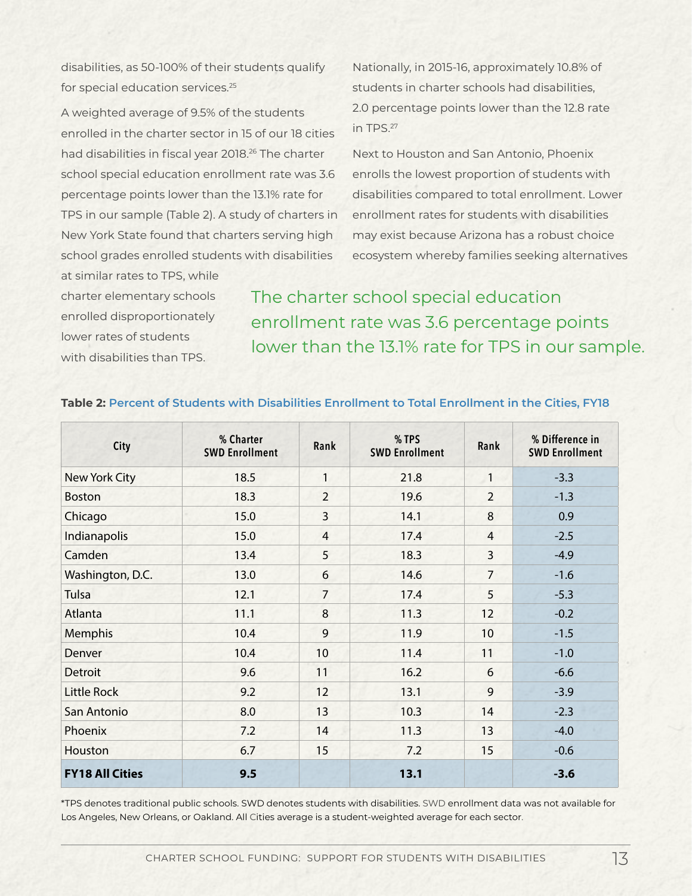disabilities, as 50-100% of their students qualify for special education services.[25]

A weighted average of 9.5% of the students enrolled in the charter sector in 15 of our 18 cities had disabilities in fiscal year 2018.[26] The charter school special education enrollment rate was 3.6 percentage points lower than the 13.1% rate for TPS in our sample (Table 2). A study of charters in New York State found that charters serving high school grades enrolled students with disabilities at similar rates to TPS, while charter elementary schools enrolled disproportionately lower rates of students with disabilities than TPS.

Nationally, in 2015-16, approximately 10.8% of students in charter schools had disabilities, 2.0 percentage points lower than the 12.8 rate in TPS.[27]

Next to Houston and San Antonio, Phoenix enrolls the lowest proportion of students with disabilities compared to total enrollment. Lower enrollment rates for students with disabilities may exist because Arizona has a robust choice ecosystem whereby families seeking alternatives

> The charter school special education enrollment rate was 3.6 percentage points lower than the 13.1% rate for TPS in our sample.

**Table 2: Percent of Students with Disabilities Enrollment to Total Enrollment in the Cities, FY18**

| City | % Charter SWD Enrollment | Rank | % TPS SWD Enrollment | Rank | % Difference in SWD Enrollment |
|---|---|---|---|---|---|
| New York City | 18.5 | 1 | 21.8 | 1 | -3.3 |
| Boston | 18.3 | 2 | 19.6 | 2 | -1.3 |
| Chicago | 15.0 | 3 | 14.1 | 8 | 0.9 |
| Indianapolis | 15.0 | 4 | 17.4 | 4 | -2.5 |
| Camden | 13.4 | 5 | 18.3 | 3 | -4.9 |
| Washington, D.C. | 13.0 | 6 | 14.6 | 7 | -1.6 |
| Tulsa | 12.1 | 7 | 17.4 | 5 | -5.3 |
| Atlanta | 11.1 | 8 | 11.3 | 12 | -0.2 |
| Memphis | 10.4 | 9 | 11.9 | 10 | -1.5 |
| Denver | 10.4 | 10 | 11.4 | 11 | -1.0 |
| Detroit | 9.6 | 11 | 16.2 | 6 | -6.6 |
| Little Rock | 9.2 | 12 | 13.1 | 9 | -3.9 |
| San Antonio | 8.0 | 13 | 10.3 | 14 | -2.3 |
| Phoenix | 7.2 | 14 | 11.3 | 13 | -4.0 |
| Houston | 6.7 | 15 | 7.2 | 15 | -0.6 |
| **FY18 All Cities** | **9.5** | | **13.1** | | **-3.6** |

*TPS denotes traditional public schools. SWD denotes students with disabilities. SWD enrollment data was not available for Los Angeles, New Orleans, or Oakland. All Cities average is a student-weighted average for each sector.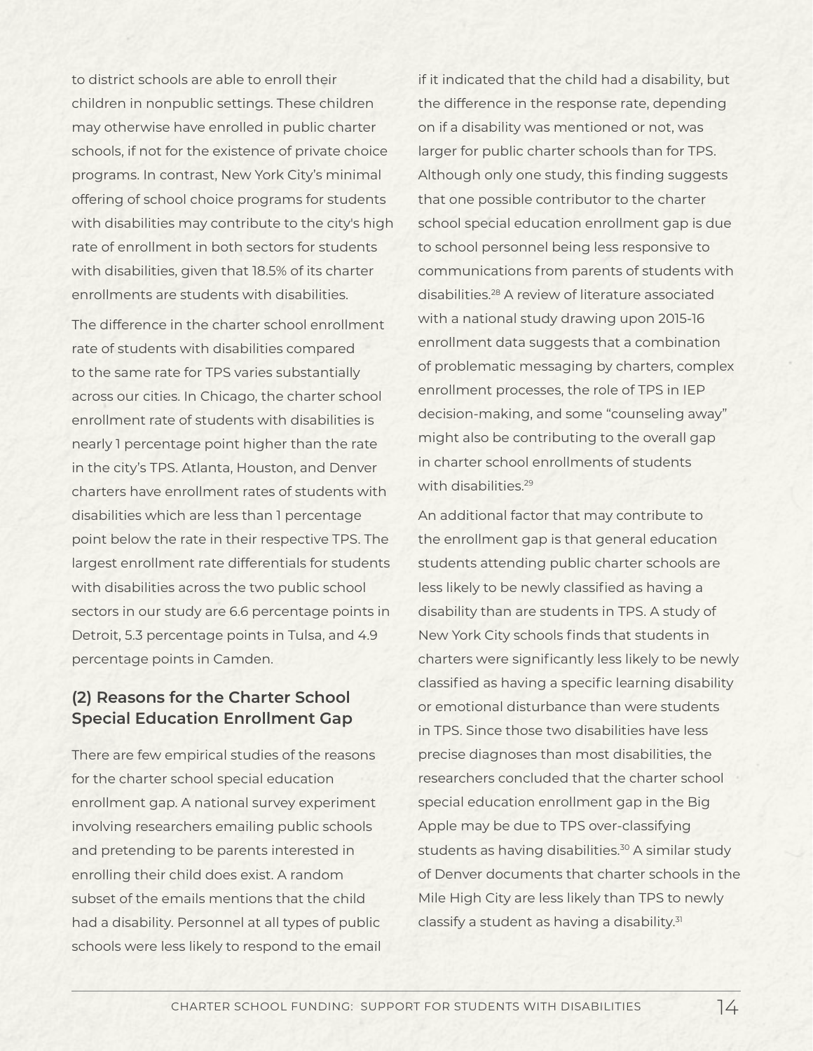to district schools are able to enroll their children in nonpublic settings. These children may otherwise have enrolled in public charter schools, if not for the existence of private choice programs. In contrast, New York City's minimal offering of school choice programs for students with disabilities may contribute to the city's high rate of enrollment in both sectors for students with disabilities, given that 18.5% of its charter enrollments are students with disabilities.

The difference in the charter school enrollment rate of students with disabilities compared to the same rate for TPS varies substantially across our cities. In Chicago, the charter school enrollment rate of students with disabilities is nearly 1 percentage point higher than the rate in the city's TPS. Atlanta, Houston, and Denver charters have enrollment rates of students with disabilities which are less than 1 percentage point below the rate in their respective TPS. The largest enrollment rate differentials for students with disabilities across the two public school sectors in our study are 6.6 percentage points in Detroit, 5.3 percentage points in Tulsa, and 4.9 percentage points in Camden.

## (2) Reasons for the Charter School Special Education Enrollment Gap

There are few empirical studies of the reasons for the charter school special education enrollment gap. A national survey experiment involving researchers emailing public schools and pretending to be parents interested in enrolling their child does exist. A random subset of the emails mentions that the child had a disability. Personnel at all types of public schools were less likely to respond to the email if it indicated that the child had a disability, but the difference in the response rate, depending on if a disability was mentioned or not, was larger for public charter schools than for TPS. Although only one study, this finding suggests that one possible contributor to the charter school special education enrollment gap is due to school personnel being less responsive to communications from parents of students with disabilities.[28] A review of literature associated with a national study drawing upon 2015-16 enrollment data suggests that a combination of problematic messaging by charters, complex enrollment processes, the role of TPS in IEP decision-making, and some "counseling away" might also be contributing to the overall gap in charter school enrollments of students with disabilities.[29]

An additional factor that may contribute to the enrollment gap is that general education students attending public charter schools are less likely to be newly classified as having a disability than are students in TPS. A study of New York City schools finds that students in charters were significantly less likely to be newly classified as having a specific learning disability or emotional disturbance than were students in TPS. Since those two disabilities have less precise diagnoses than most disabilities, the researchers concluded that the charter school special education enrollment gap in the Big Apple may be due to TPS over-classifying students as having disabilities.[30] A similar study of Denver documents that charter schools in the Mile High City are less likely than TPS to newly classify a student as having a disability.[31]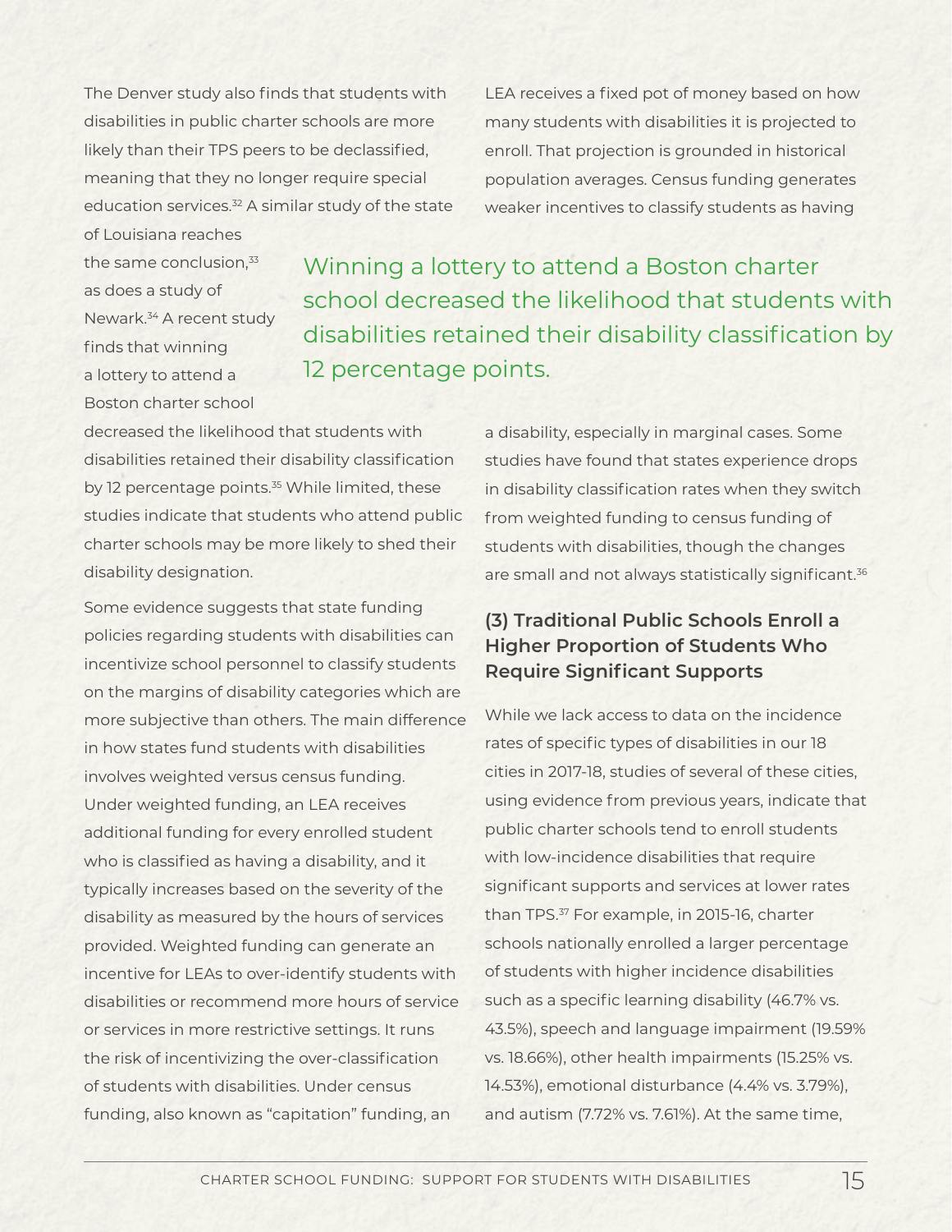The Denver study also finds that students with disabilities in public charter schools are more likely than their TPS peers to be declassified, meaning that they no longer require special education services.[32] A similar study of the state of Louisiana reaches the same conclusion,[33] as does a study of Newark.[34] A recent study finds that winning a lottery to attend a Boston charter school decreased the likelihood that students with disabilities retained their disability classification by 12 percentage points.[35] While limited, these studies indicate that students who attend public charter schools may be more likely to shed their disability designation.

> Winning a lottery to attend a Boston charter school decreased the likelihood that students with disabilities retained their disability classification by 12 percentage points.

Some evidence suggests that state funding policies regarding students with disabilities can incentivize school personnel to classify students on the margins of disability categories which are more subjective than others. The main difference in how states fund students with disabilities involves weighted versus census funding. Under weighted funding, an LEA receives additional funding for every enrolled student who is classified as having a disability, and it typically increases based on the severity of the disability as measured by the hours of services provided. Weighted funding can generate an incentive for LEAs to over-identify students with disabilities or recommend more hours of service or services in more restrictive settings. It runs the risk of incentivizing the over-classification of students with disabilities. Under census funding, also known as "capitation" funding, an LEA receives a fixed pot of money based on how many students with disabilities it is projected to enroll. That projection is grounded in historical population averages. Census funding generates weaker incentives to classify students as having a disability, especially in marginal cases. Some studies have found that states experience drops in disability classification rates when they switch from weighted funding to census funding of students with disabilities, though the changes are small and not always statistically significant.[36]

### (3) Traditional Public Schools Enroll a Higher Proportion of Students Who Require Significant Supports

While we lack access to data on the incidence rates of specific types of disabilities in our 18 cities in 2017-18, studies of several of these cities, using evidence from previous years, indicate that public charter schools tend to enroll students with low-incidence disabilities that require significant supports and services at lower rates than TPS.[37] For example, in 2015-16, charter schools nationally enrolled a larger percentage of students with higher incidence disabilities such as a specific learning disability (46.7% vs. 43.5%), speech and language impairment (19.59% vs. 18.66%), other health impairments (15.25% vs. 14.53%), emotional disturbance (4.4% vs. 3.79%), and autism (7.72% vs. 7.61%). At the same time,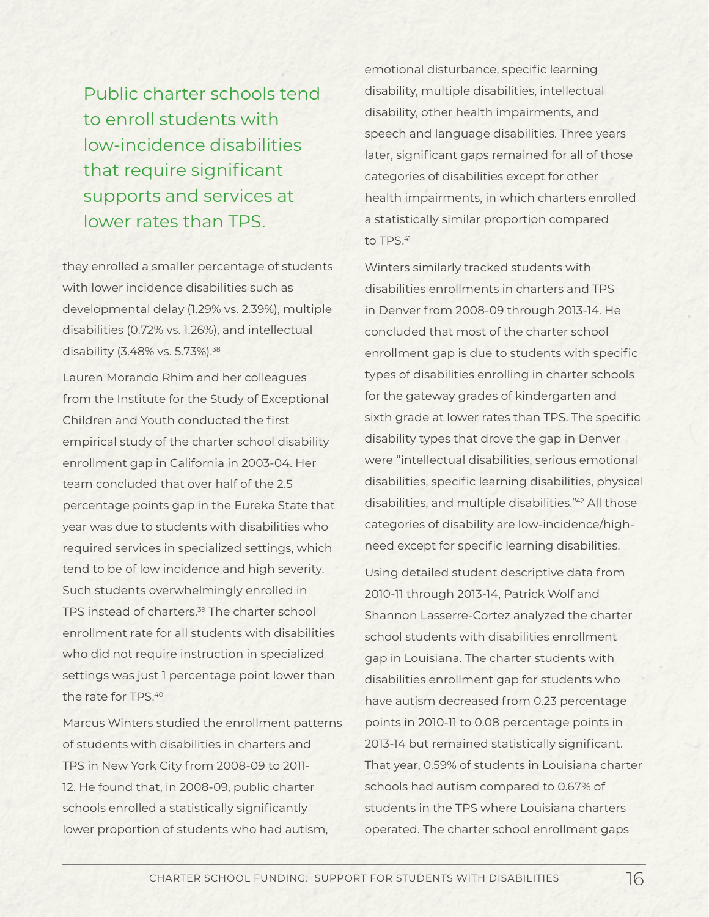> Public charter schools tend to enroll students with low-incidence disabilities that require significant supports and services at lower rates than TPS.

they enrolled a smaller percentage of students with lower incidence disabilities such as developmental delay (1.29% vs. 2.39%), multiple disabilities (0.72% vs. 1.26%), and intellectual disability (3.48% vs. 5.73%).[38]

Lauren Morando Rhim and her colleagues from the Institute for the Study of Exceptional Children and Youth conducted the first empirical study of the charter school disability enrollment gap in California in 2003-04. Her team concluded that over half of the 2.5 percentage points gap in the Eureka State that year was due to students with disabilities who required services in specialized settings, which tend to be of low incidence and high severity. Such students overwhelmingly enrolled in TPS instead of charters.[39] The charter school enrollment rate for all students with disabilities who did not require instruction in specialized settings was just 1 percentage point lower than the rate for TPS.[40]

Marcus Winters studied the enrollment patterns of students with disabilities in charters and TPS in New York City from 2008-09 to 2011-12. He found that, in 2008-09, public charter schools enrolled a statistically significantly lower proportion of students who had autism, emotional disturbance, specific learning disability, multiple disabilities, intellectual disability, other health impairments, and speech and language disabilities. Three years later, significant gaps remained for all of those categories of disabilities except for other health impairments, in which charters enrolled a statistically similar proportion compared to TPS.[41]

Winters similarly tracked students with disabilities enrollments in charters and TPS in Denver from 2008-09 through 2013-14. He concluded that most of the charter school enrollment gap is due to students with specific types of disabilities enrolling in charter schools for the gateway grades of kindergarten and sixth grade at lower rates than TPS. The specific disability types that drove the gap in Denver were "intellectual disabilities, serious emotional disabilities, specific learning disabilities, physical disabilities, and multiple disabilities."[42] All those categories of disability are low-incidence/high-need except for specific learning disabilities.

Using detailed student descriptive data from 2010-11 through 2013-14, Patrick Wolf and Shannon Lasserre-Cortez analyzed the charter school students with disabilities enrollment gap in Louisiana. The charter students with disabilities enrollment gap for students who have autism decreased from 0.23 percentage points in 2010-11 to 0.08 percentage points in 2013-14 but remained statistically significant. That year, 0.59% of students in Louisiana charter schools had autism compared to 0.67% of students in the TPS where Louisiana charters operated. The charter school enrollment gaps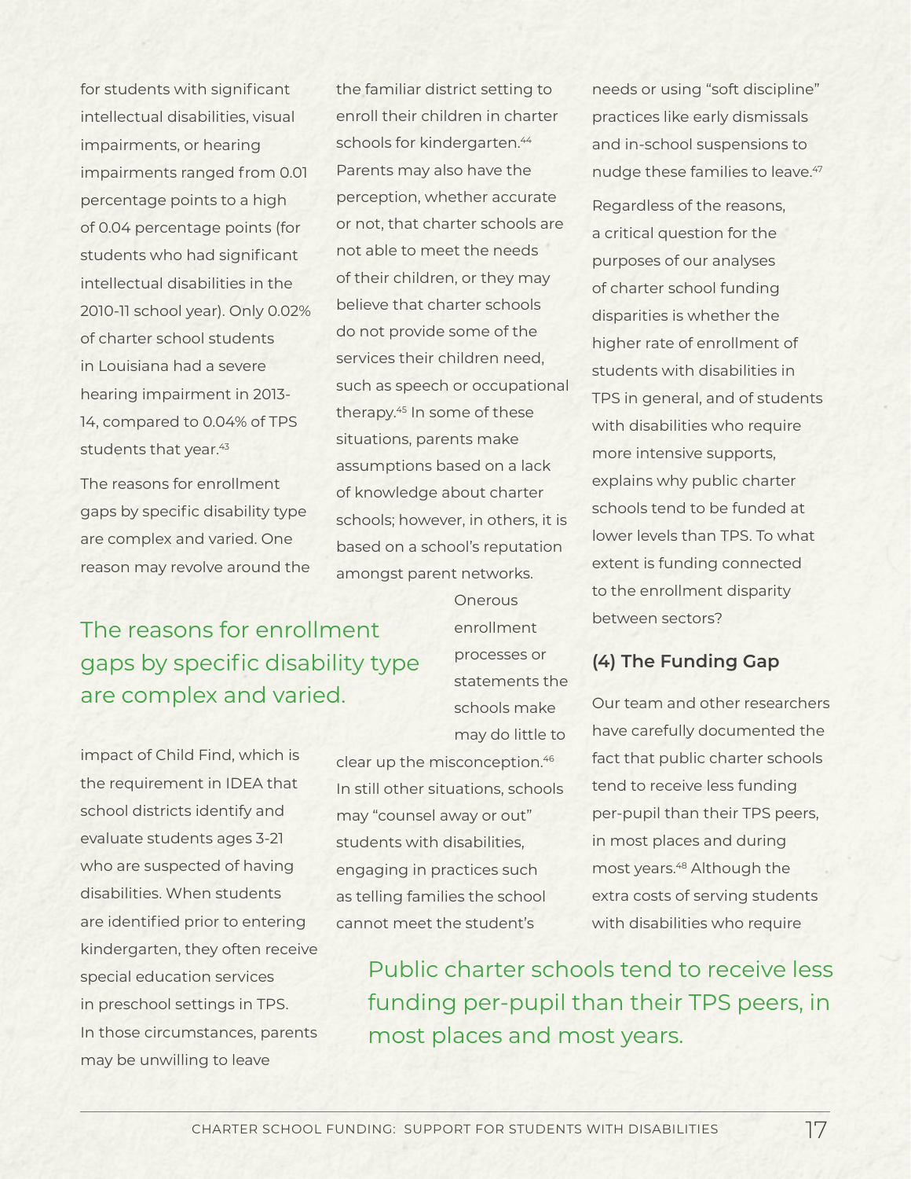for students with significant intellectual disabilities, visual impairments, or hearing impairments ranged from 0.01 percentage points to a high of 0.04 percentage points (for students who had significant intellectual disabilities in the 2010-11 school year). Only 0.02% of charter school students in Louisiana had a severe hearing impairment in 2013-14, compared to 0.04% of TPS students that year.[43]

The reasons for enrollment gaps by specific disability type are complex and varied. One reason may revolve around the impact of Child Find, which is the requirement in IDEA that school districts identify and evaluate students ages 3-21 who are suspected of having disabilities. When students are identified prior to entering kindergarten, they often receive special education services in preschool settings in TPS. In those circumstances, parents may be unwilling to leave the familiar district setting to enroll their children in charter schools for kindergarten.[44] Parents may also have the perception, whether accurate or not, that charter schools are not able to meet the needs of their children, or they may believe that charter schools do not provide some of the services their children need, such as speech or occupational therapy.[45] In some of these situations, parents make assumptions based on a lack of knowledge about charter schools; however, in others, it is based on a school's reputation amongst parent networks. Onerous enrollment processes or statements the schools make may do little to clear up the misconception.[46] In still other situations, schools may "counsel away or out" students with disabilities, engaging in practices such as telling families the school cannot meet the student's needs or using "soft discipline" practices like early dismissals and in-school suspensions to nudge these families to leave.[47]

> The reasons for enrollment gaps by specific disability type are complex and varied.

Regardless of the reasons, a critical question for the purposes of our analyses of charter school funding disparities is whether the higher rate of enrollment of students with disabilities in TPS in general, and of students with disabilities who require more intensive supports, explains why public charter schools tend to be funded at lower levels than TPS. To what extent is funding connected to the enrollment disparity between sectors?

### (4) The Funding Gap

Our team and other researchers have carefully documented the fact that public charter schools tend to receive less funding per-pupil than their TPS peers, in most places and during most years.[48] Although the extra costs of serving students with disabilities who require

> Public charter schools tend to receive less funding per-pupil than their TPS peers, in most places and most years.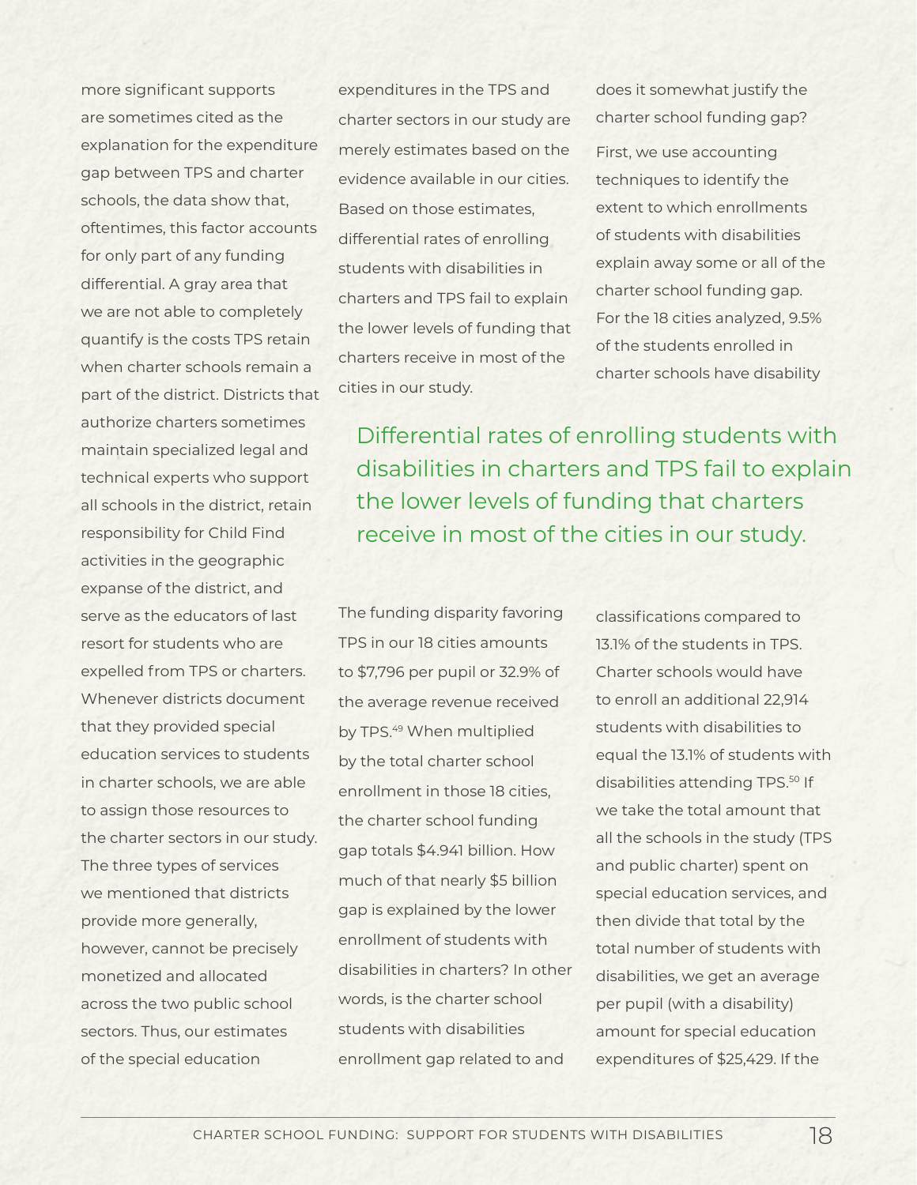more significant supports are sometimes cited as the explanation for the expenditure gap between TPS and charter schools, the data show that, oftentimes, this factor accounts for only part of any funding differential. A gray area that we are not able to completely quantify is the costs TPS retain when charter schools remain a part of the district. Districts that authorize charters sometimes maintain specialized legal and technical experts who support all schools in the district, retain responsibility for Child Find activities in the geographic expanse of the district, and serve as the educators of last resort for students who are expelled from TPS or charters. Whenever districts document that they provided special education services to students in charter schools, we are able to assign those resources to the charter sectors in our study. The three types of services we mentioned that districts provide more generally, however, cannot be precisely monetized and allocated across the two public school sectors. Thus, our estimates of the special education expenditures in the TPS and charter sectors in our study are merely estimates based on the evidence available in our cities. Based on those estimates, differential rates of enrolling students with disabilities in charters and TPS fail to explain the lower levels of funding that charters receive in most of the cities in our study.

> Differential rates of enrolling students with disabilities in charters and TPS fail to explain the lower levels of funding that charters receive in most of the cities in our study.

The funding disparity favoring TPS in our 18 cities amounts to $7,796 per pupil or 32.9% of the average revenue received by TPS.[49] When multiplied by the total charter school enrollment in those 18 cities, the charter school funding gap totals $4.941 billion. How much of that nearly $5 billion gap is explained by the lower enrollment of students with disabilities in charters? In other words, is the charter school students with disabilities enrollment gap related to and does it somewhat justify the charter school funding gap?

First, we use accounting techniques to identify the extent to which enrollments of students with disabilities explain away some or all of the charter school funding gap. For the 18 cities analyzed, 9.5% of the students enrolled in charter schools have disability classifications compared to 13.1% of the students in TPS. Charter schools would have to enroll an additional 22,914 students with disabilities to equal the 13.1% of students with disabilities attending TPS.[50] If we take the total amount that all the schools in the study (TPS and public charter) spent on special education services, and then divide that total by the total number of students with disabilities, we get an average per pupil (with a disability) amount for special education expenditures of $25,429. If the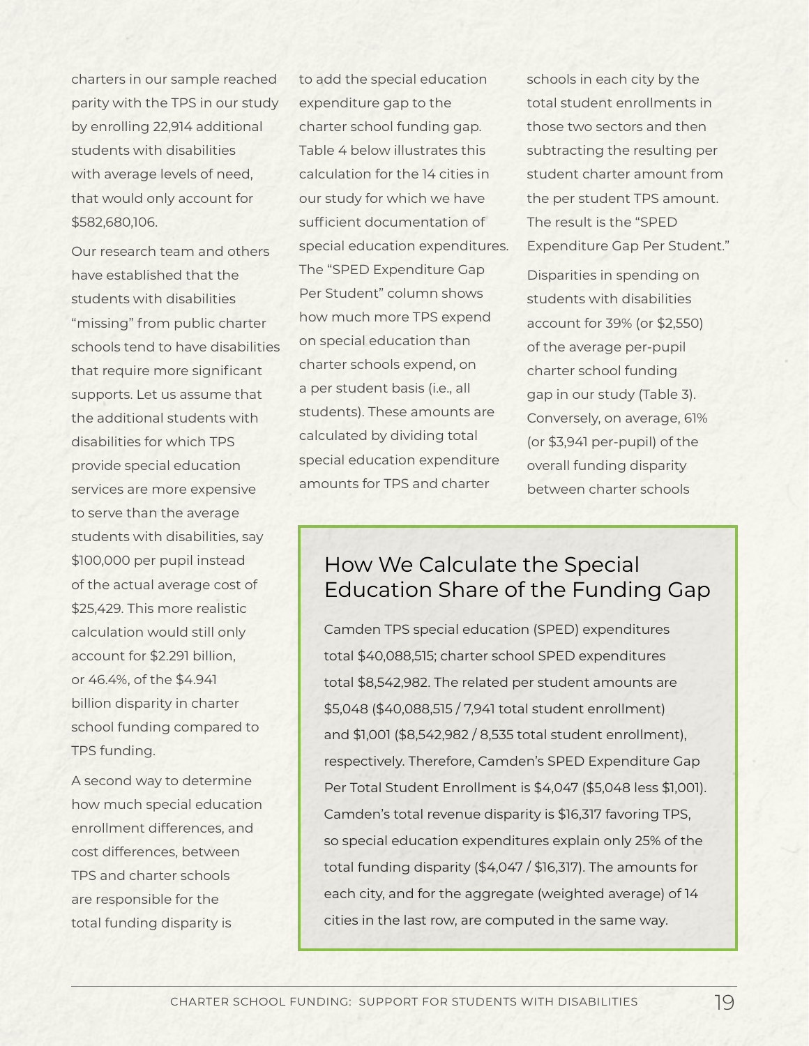charters in our sample reached parity with the TPS in our study by enrolling 22,914 additional students with disabilities with average levels of need, that would only account for $582,680,106.

Our research team and others have established that the students with disabilities "missing" from public charter schools tend to have disabilities that require more significant supports. Let us assume that the additional students with disabilities for which TPS provide special education services are more expensive to serve than the average students with disabilities, say $100,000 per pupil instead of the actual average cost of $25,429. This more realistic calculation would still only account for $2.291 billion, or 46.4%, of the $4.941 billion disparity in charter school funding compared to TPS funding.

A second way to determine how much special education enrollment differences, and cost differences, between TPS and charter schools are responsible for the total funding disparity is to add the special education expenditure gap to the charter school funding gap. Table 4 below illustrates this calculation for the 14 cities in our study for which we have sufficient documentation of special education expenditures. The "SPED Expenditure Gap Per Student" column shows how much more TPS expend on special education than charter schools expend, on a per student basis (i.e., all students). These amounts are calculated by dividing total special education expenditure amounts for TPS and charter schools in each city by the total student enrollments in those two sectors and then subtracting the resulting per student charter amount from the per student TPS amount. The result is the "SPED Expenditure Gap Per Student."

Disparities in spending on students with disabilities account for 39% (or $2,550) of the average per-pupil charter school funding gap in our study (Table 3). Conversely, on average, 61% (or $3,941 per-pupil) of the overall funding disparity between charter schools

## How We Calculate the Special Education Share of the Funding Gap

Camden TPS special education (SPED) expenditures total $40,088,515; charter school SPED expenditures total $8,542,982. The related per student amounts are $5,048 ($40,088,515 / 7,941 total student enrollment) and $1,001 ($8,542,982 / 8,535 total student enrollment), respectively. Therefore, Camden's SPED Expenditure Gap Per Total Student Enrollment is $4,047 ($5,048 less $1,001). Camden's total revenue disparity is $16,317 favoring TPS, so special education expenditures explain only 25% of the total funding disparity ($4,047 / $16,317). The amounts for each city, and for the aggregate (weighted average) of 14 cities in the last row, are computed in the same way.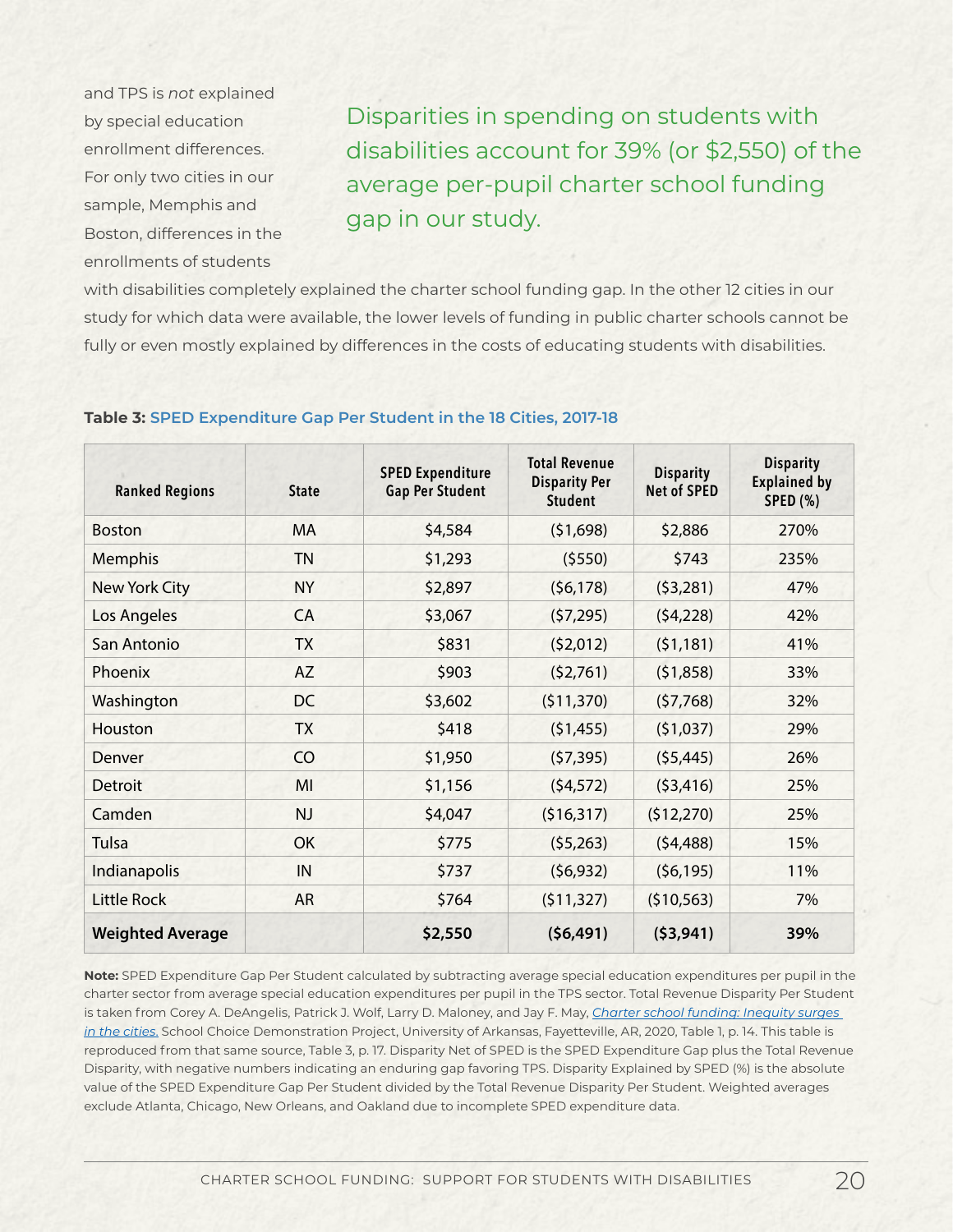and TPS is *not* explained by special education enrollment differences. For only two cities in our sample, Memphis and Boston, differences in the enrollments of students with disabilities completely explained the charter school funding gap. In the other 12 cities in our study for which data were available, the lower levels of funding in public charter schools cannot be fully or even mostly explained by differences in the costs of educating students with disabilities.

Disparities in spending on students with disabilities account for 39% (or $2,550) of the average per-pupil charter school funding gap in our study.

**Table 3:** SPED Expenditure Gap Per Student in the 18 Cities, 2017-18

| Ranked Regions | State | SPED Expenditure Gap Per Student | Total Revenue Disparity Per Student | Disparity Net of SPED | Disparity Explained by SPED (%) |
|---|---|---|---|---|---|
| Boston | MA | $4,584 | ($1,698) | $2,886 | 270% |
| Memphis | TN | $1,293 | ($550) | $743 | 235% |
| New York City | NY | $2,897 | ($6,178) | ($3,281) | 47% |
| Los Angeles | CA | $3,067 | ($7,295) | ($4,228) | 42% |
| San Antonio | TX | $831 | ($2,012) | ($1,181) | 41% |
| Phoenix | AZ | $903 | ($2,761) | ($1,858) | 33% |
| Washington | DC | $3,602 | ($11,370) | ($7,768) | 32% |
| Houston | TX | $418 | ($1,455) | ($1,037) | 29% |
| Denver | CO | $1,950 | ($7,395) | ($5,445) | 26% |
| Detroit | MI | $1,156 | ($4,572) | ($3,416) | 25% |
| Camden | NJ | $4,047 | ($16,317) | ($12,270) | 25% |
| Tulsa | OK | $775 | ($5,263) | ($4,488) | 15% |
| Indianapolis | IN | $737 | ($6,932) | ($6,195) | 11% |
| Little Rock | AR | $764 | ($11,327) | ($10,563) | 7% |
| **Weighted Average** | | **$2,550** | **($6,491)** | **($3,941)** | **39%** |

**Note:** SPED Expenditure Gap Per Student calculated by subtracting average special education expenditures per pupil in the charter sector from average special education expenditures per pupil in the TPS sector. Total Revenue Disparity Per Student is taken from Corey A. DeAngelis, Patrick J. Wolf, Larry D. Maloney, and Jay F. May, *Charter school funding: Inequity surges in the cities.* School Choice Demonstration Project, University of Arkansas, Fayetteville, AR, 2020, Table 1, p. 14. This table is reproduced from that same source, Table 3, p. 17. Disparity Net of SPED is the SPED Expenditure Gap plus the Total Revenue Disparity, with negative numbers indicating an enduring gap favoring TPS. Disparity Explained by SPED (%) is the absolute value of the SPED Expenditure Gap Per Student divided by the Total Revenue Disparity Per Student. Weighted averages exclude Atlanta, Chicago, New Orleans, and Oakland due to incomplete SPED expenditure data.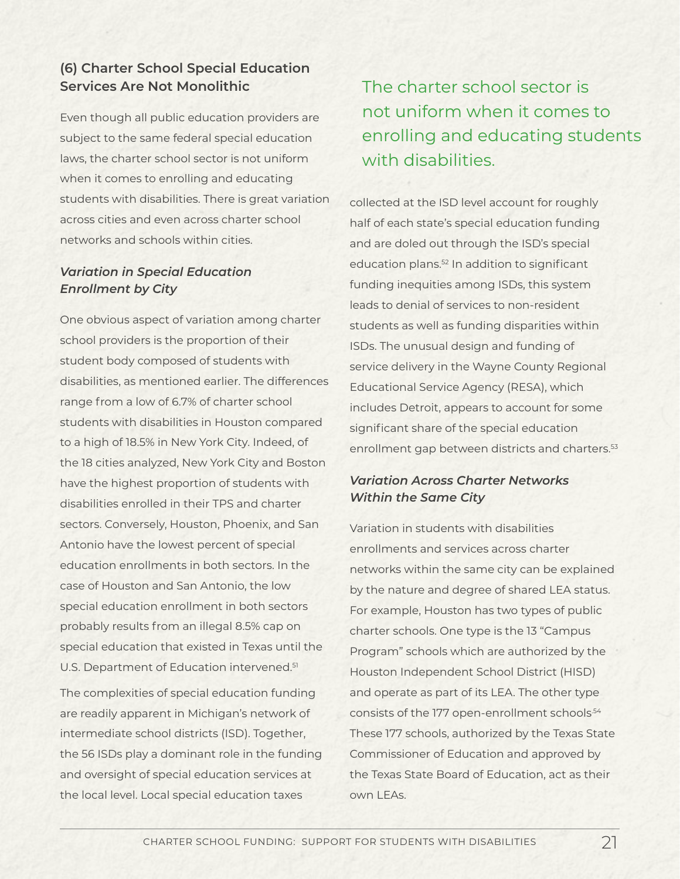### (6) Charter School Special Education Services Are Not Monolithic

Even though all public education providers are subject to the same federal special education laws, the charter school sector is not uniform when it comes to enrolling and educating students with disabilities. There is great variation across cities and even across charter school networks and schools within cities.

> The charter school sector is not uniform when it comes to enrolling and educating students with disabilities.

#### *Variation in Special Education Enrollment by City*

One obvious aspect of variation among charter school providers is the proportion of their student body composed of students with disabilities, as mentioned earlier. The differences range from a low of 6.7% of charter school students with disabilities in Houston compared to a high of 18.5% in New York City. Indeed, of the 18 cities analyzed, New York City and Boston have the highest proportion of students with disabilities enrolled in their TPS and charter sectors. Conversely, Houston, Phoenix, and San Antonio have the lowest percent of special education enrollments in both sectors. In the case of Houston and San Antonio, the low special education enrollment in both sectors probably results from an illegal 8.5% cap on special education that existed in Texas until the U.S. Department of Education intervened.[51]

The complexities of special education funding are readily apparent in Michigan's network of intermediate school districts (ISD). Together, the 56 ISDs play a dominant role in the funding and oversight of special education services at the local level. Local special education taxes collected at the ISD level account for roughly half of each state's special education funding and are doled out through the ISD's special education plans.[52] In addition to significant funding inequities among ISDs, this system leads to denial of services to non-resident students as well as funding disparities within ISDs. The unusual design and funding of service delivery in the Wayne County Regional Educational Service Agency (RESA), which includes Detroit, appears to account for some significant share of the special education enrollment gap between districts and charters.[53]

#### *Variation Across Charter Networks Within the Same City*

Variation in students with disabilities enrollments and services across charter networks within the same city can be explained by the nature and degree of shared LEA status. For example, Houston has two types of public charter schools. One type is the 13 "Campus Program" schools which are authorized by the Houston Independent School District (HISD) and operate as part of its LEA. The other type consists of the 177 open-enrollment schools.[54] These 177 schools, authorized by the Texas State Commissioner of Education and approved by the Texas State Board of Education, act as their own LEAs.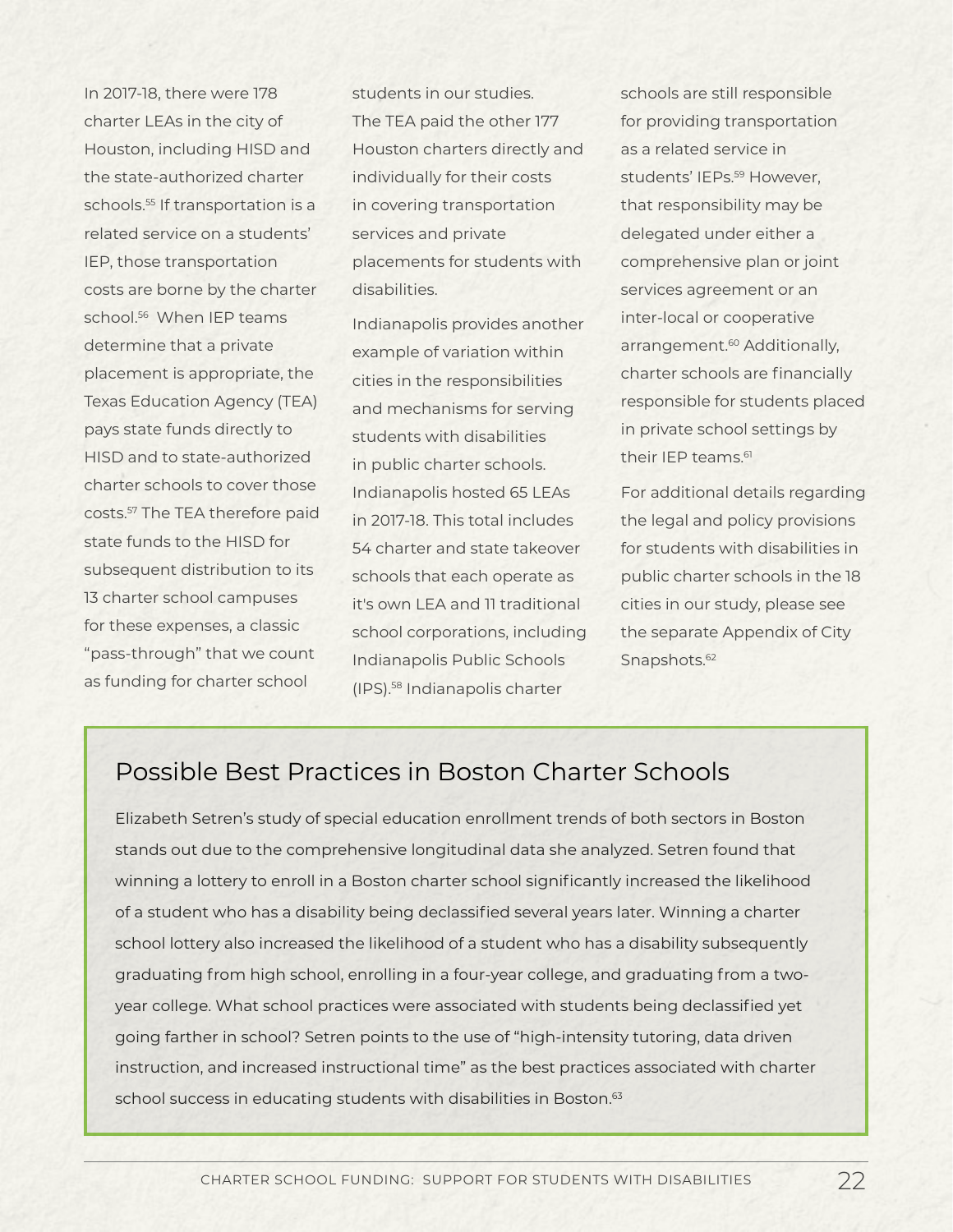In 2017-18, there were 178 charter LEAs in the city of Houston, including HISD and the state-authorized charter schools.[55] If transportation is a related service on a students' IEP, those transportation costs are borne by the charter school.[56] When IEP teams determine that a private placement is appropriate, the Texas Education Agency (TEA) pays state funds directly to HISD and to state-authorized charter schools to cover those costs.[57] The TEA therefore paid state funds to the HISD for subsequent distribution to its 13 charter school campuses for these expenses, a classic "pass-through" that we count as funding for charter school students in our studies. The TEA paid the other 177 Houston charters directly and individually for their costs in covering transportation services and private placements for students with disabilities.

Indianapolis provides another example of variation within cities in the responsibilities and mechanisms for serving students with disabilities in public charter schools. Indianapolis hosted 65 LEAs in 2017-18. This total includes 54 charter and state takeover schools that each operate as it's own LEA and 11 traditional school corporations, including Indianapolis Public Schools (IPS).[58] Indianapolis charter schools are still responsible for providing transportation as a related service in students' IEPs.[59] However, that responsibility may be delegated under either a comprehensive plan or joint services agreement or an inter-local or cooperative arrangement.[60] Additionally, charter schools are financially responsible for students placed in private school settings by their IEP teams.[61]

For additional details regarding the legal and policy provisions for students with disabilities in public charter schools in the 18 cities in our study, please see the separate Appendix of City Snapshots.[62]

## Possible Best Practices in Boston Charter Schools

Elizabeth Setren's study of special education enrollment trends of both sectors in Boston stands out due to the comprehensive longitudinal data she analyzed. Setren found that winning a lottery to enroll in a Boston charter school significantly increased the likelihood of a student who has a disability being declassified several years later. Winning a charter school lottery also increased the likelihood of a student who has a disability subsequently graduating from high school, enrolling in a four-year college, and graduating from a two-year college. What school practices were associated with students being declassified yet going farther in school? Setren points to the use of "high-intensity tutoring, data driven instruction, and increased instructional time" as the best practices associated with charter school success in educating students with disabilities in Boston.[63]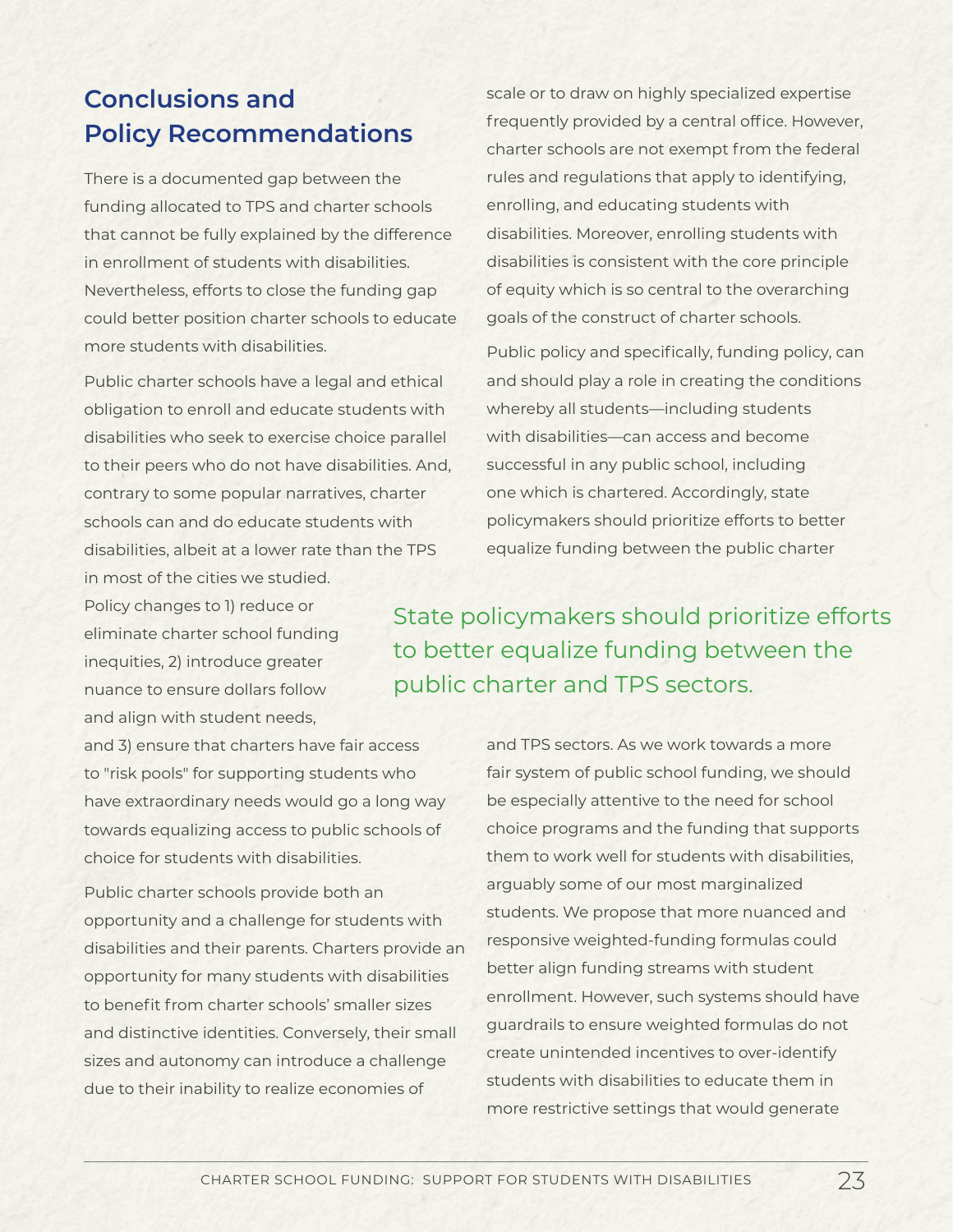## Conclusions and Policy Recommendations

There is a documented gap between the funding allocated to TPS and charter schools that cannot be fully explained by the difference in enrollment of students with disabilities. Nevertheless, efforts to close the funding gap could better position charter schools to educate more students with disabilities.

Public charter schools have a legal and ethical obligation to enroll and educate students with disabilities who seek to exercise choice parallel to their peers who do not have disabilities. And, contrary to some popular narratives, charter schools can and do educate students with disabilities, albeit at a lower rate than the TPS in most of the cities we studied.

Policy changes to 1) reduce or eliminate charter school funding inequities, 2) introduce greater nuance to ensure dollars follow and align with student needs, and 3) ensure that charters have fair access to "risk pools" for supporting students who have extraordinary needs would go a long way towards equalizing access to public schools of choice for students with disabilities.

Public charter schools provide both an opportunity and a challenge for students with disabilities and their parents. Charters provide an opportunity for many students with disabilities to benefit from charter schools' smaller sizes and distinctive identities. Conversely, their small sizes and autonomy can introduce a challenge due to their inability to realize economies of scale or to draw on highly specialized expertise frequently provided by a central office. However, charter schools are not exempt from the federal rules and regulations that apply to identifying, enrolling, and educating students with disabilities. Moreover, enrolling students with disabilities is consistent with the core principle of equity which is so central to the overarching goals of the construct of charter schools.

Public policy and specifically, funding policy, can and should play a role in creating the conditions whereby all students—including students with disabilities—can access and become successful in any public school, including one which is chartered. Accordingly, state policymakers should prioritize efforts to better equalize funding between the public charter and TPS sectors. As we work towards a more fair system of public school funding, we should be especially attentive to the need for school choice programs and the funding that supports them to work well for students with disabilities, arguably some of our most marginalized students. We propose that more nuanced and responsive weighted-funding formulas could better align funding streams with student enrollment. However, such systems should have guardrails to ensure weighted formulas do not create unintended incentives to over-identify students with disabilities to educate them in more restrictive settings that would generate

> State policymakers should prioritize efforts to better equalize funding between the public charter and TPS sectors.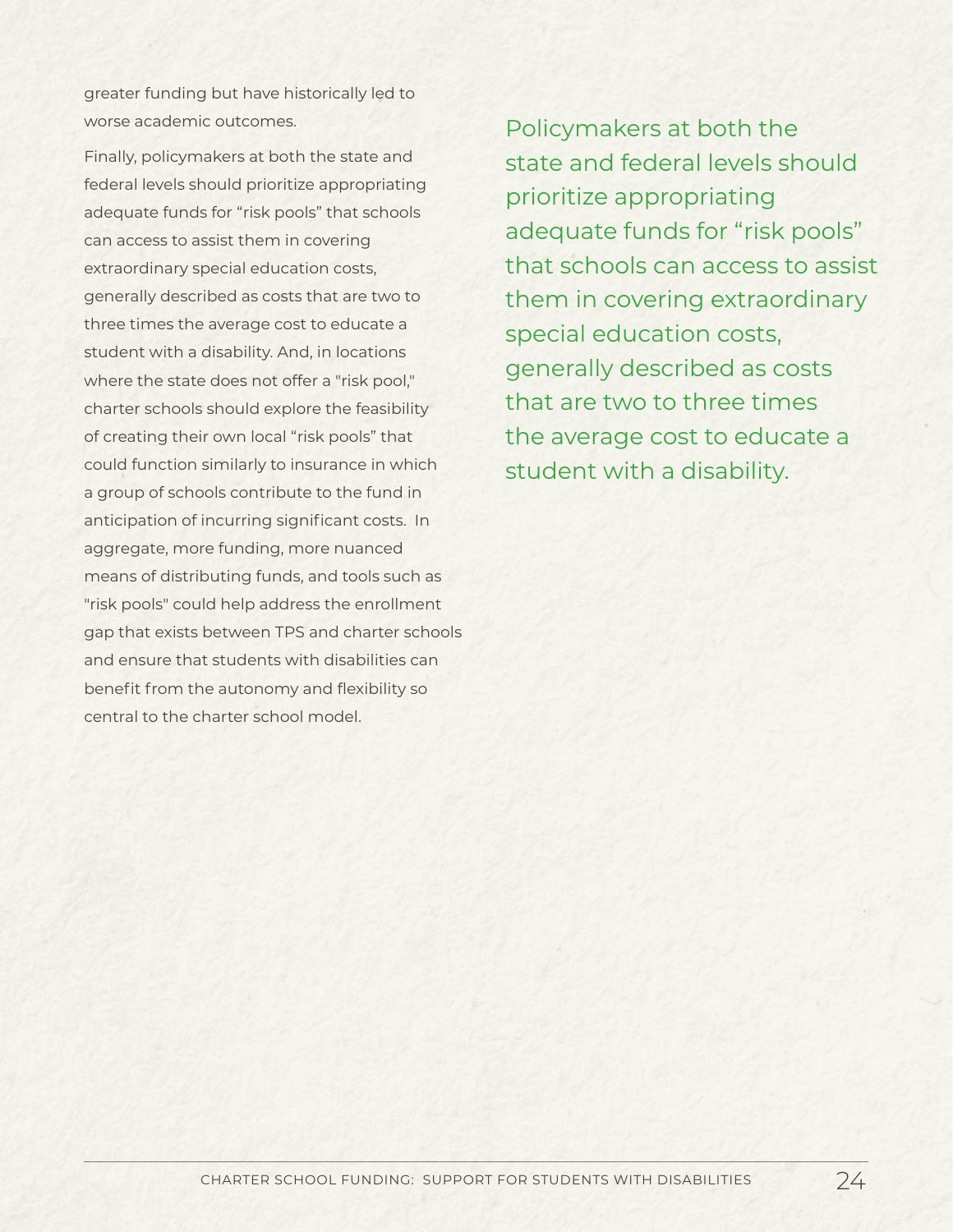greater funding but have historically led to worse academic outcomes.

Finally, policymakers at both the state and federal levels should prioritize appropriating adequate funds for "risk pools" that schools can access to assist them in covering extraordinary special education costs, generally described as costs that are two to three times the average cost to educate a student with a disability. And, in locations where the state does not offer a "risk pool," charter schools should explore the feasibility of creating their own local "risk pools" that could function similarly to insurance in which a group of schools contribute to the fund in anticipation of incurring significant costs. In aggregate, more funding, more nuanced means of distributing funds, and tools such as "risk pools" could help address the enrollment gap that exists between TPS and charter schools and ensure that students with disabilities can benefit from the autonomy and flexibility so central to the charter school model.

> Policymakers at both the state and federal levels should prioritize appropriating adequate funds for "risk pools" that schools can access to assist them in covering extraordinary special education costs, generally described as costs that are two to three times the average cost to educate a student with a disability.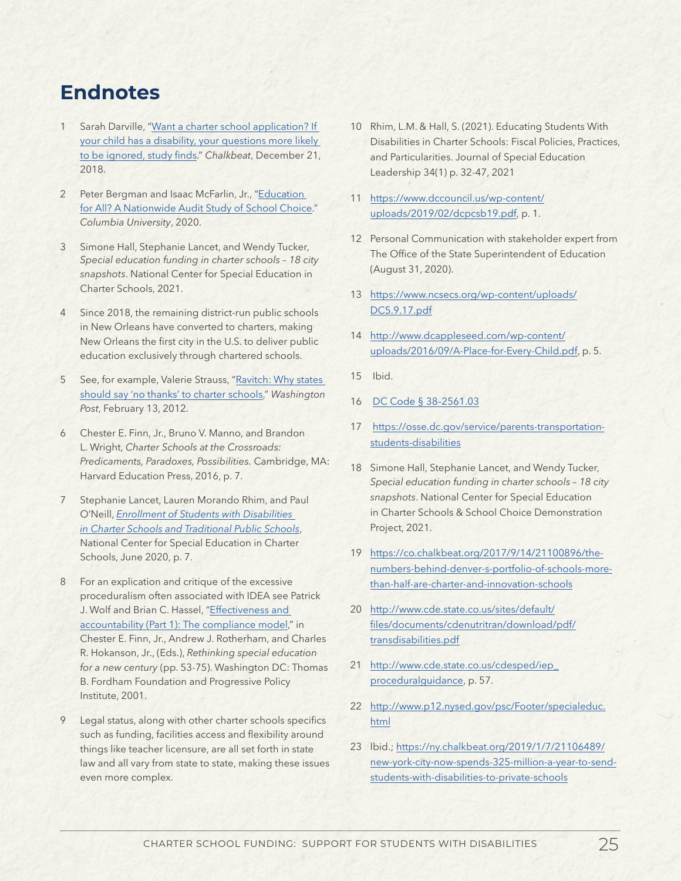# Endnotes

1. Sarah Darville, "Want a charter school application? If your child has a disability, your questions more likely to be ignored, study finds." *Chalkbeat*, December 21, 2018.

2. Peter Bergman and Isaac McFarlin, Jr., "Education for All? A Nationwide Audit Study of School Choice." *Columbia University*, 2020.

3. Simone Hall, Stephanie Lancet, and Wendy Tucker, *Special education funding in charter schools – 18 city snapshots*. National Center for Special Education in Charter Schools, 2021.

4. Since 2018, the remaining district-run public schools in New Orleans have converted to charters, making New Orleans the first city in the U.S. to deliver public education exclusively through chartered schools.

5. See, for example, Valerie Strauss, "Ravitch: Why states should say 'no thanks' to charter schools," *Washington Post*, February 13, 2012.

6. Chester E. Finn, Jr., Bruno V. Manno, and Brandon L. Wright, *Charter Schools at the Crossroads: Predicaments, Paradoxes, Possibilities.* Cambridge, MA: Harvard Education Press, 2016, p. 7.

7. Stephanie Lancet, Lauren Morando Rhim, and Paul O'Neill, *Enrollment of Students with Disabilities in Charter Schools and Traditional Public Schools*, National Center for Special Education in Charter Schools, June 2020, p. 7.

8. For an explication and critique of the excessive proceduralism often associated with IDEA see Patrick J. Wolf and Brian C. Hassel, "Effectiveness and accountability (Part 1): The compliance model," in Chester E. Finn, Jr., Andrew J. Rotherham, and Charles R. Hokanson, Jr., (Eds.), *Rethinking special education for a new century* (pp. 53-75). Washington DC: Thomas B. Fordham Foundation and Progressive Policy Institute, 2001.

9. Legal status, along with other charter schools specifics such as funding, facilities access and flexibility around things like teacher licensure, are all set forth in state law and all vary from state to state, making these issues even more complex.

10. Rhim, L.M. & Hall, S. (2021). Educating Students With Disabilities in Charter Schools: Fiscal Policies, Practices, and Particularities. Journal of Special Education Leadership 34(1) p. 32-47, 2021

11. https://www.dccouncil.us/wp-content/uploads/2019/02/dcpcsb19.pdf, p. 1.

12. Personal Communication with stakeholder expert from The Office of the State Superintendent of Education (August 31, 2020).

13. https://www.ncsecs.org/wp-content/uploads/DC5.9.17.pdf

14. http://www.dcappleseed.com/wp-content/uploads/2016/09/A-Place-for-Every-Child.pdf, p. 5.

15. Ibid.

16. DC Code § 38–2561.03

17. https://osse.dc.gov/service/parents-transportation-students-disabilities

18. Simone Hall, Stephanie Lancet, and Wendy Tucker, *Special education funding in charter schools – 18 city snapshots*. National Center for Special Education in Charter Schools & School Choice Demonstration Project, 2021.

19. https://co.chalkbeat.org/2017/9/14/21100896/the-numbers-behind-denver-s-portfolio-of-schools-more-than-half-are-charter-and-innovation-schools

20. http://www.cde.state.co.us/sites/default/files/documents/cdenutritran/download/pdf/transdisabilities.pdf

21. http://www.cde.state.co.us/cdesped/iep_proceduralguidance, p. 57.

22. http://www.p12.nysed.gov/psc/Footer/specialeduc.html

23. Ibid.; https://ny.chalkbeat.org/2019/1/7/21106489/new-york-city-now-spends-325-million-a-year-to-send-students-with-disabilities-to-private-schools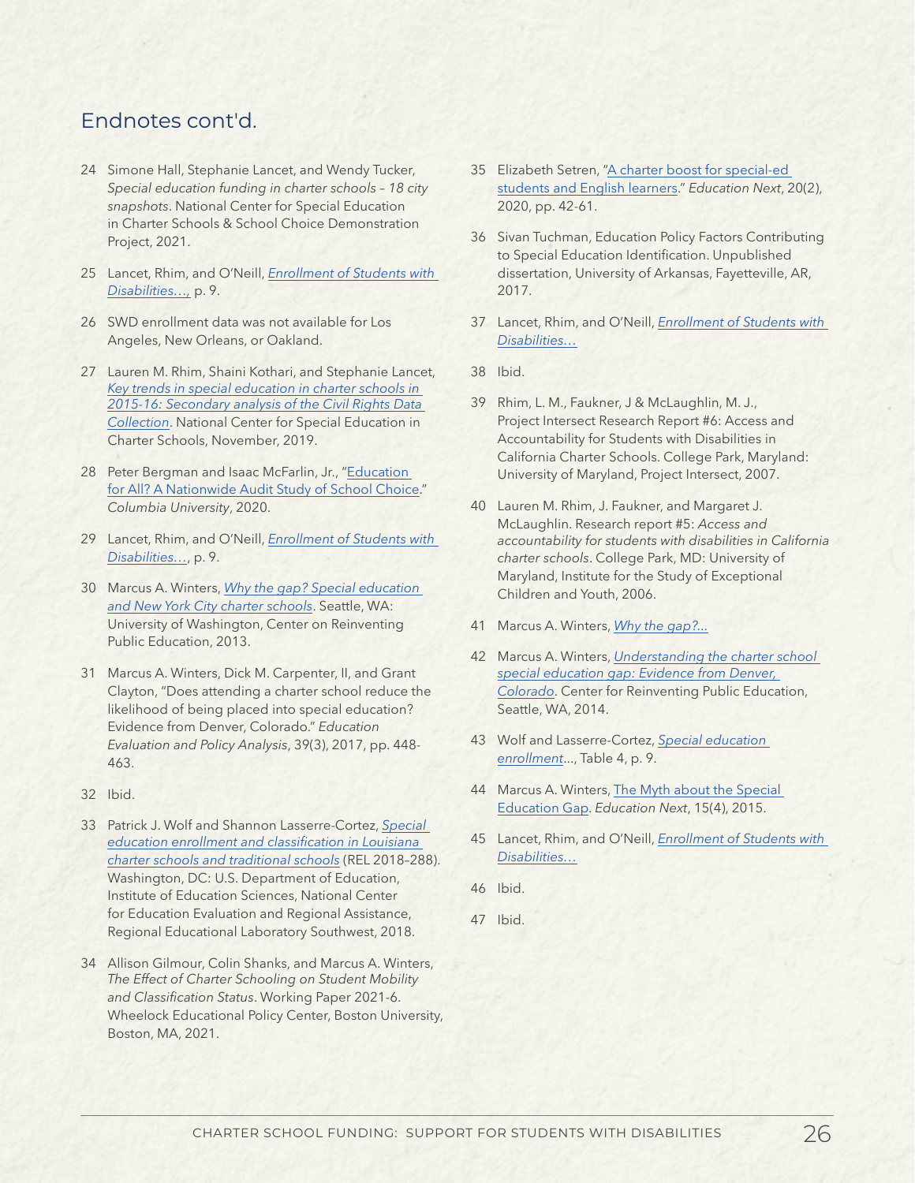## Endnotes cont'd.

24. Simone Hall, Stephanie Lancet, and Wendy Tucker, *Special education funding in charter schools – 18 city snapshots*. National Center for Special Education in Charter Schools & School Choice Demonstration Project, 2021.

25. Lancet, Rhim, and O'Neill, *Enrollment of Students with Disabilities…,* p. 9.

26. SWD enrollment data was not available for Los Angeles, New Orleans, or Oakland.

27. Lauren M. Rhim, Shaini Kothari, and Stephanie Lancet, *Key trends in special education in charter schools in 2015-16: Secondary analysis of the Civil Rights Data Collection*. National Center for Special Education in Charter Schools, November, 2019.

28. Peter Bergman and Isaac McFarlin, Jr., "Education for All? A Nationwide Audit Study of School Choice." *Columbia University*, 2020.

29. Lancet, Rhim, and O'Neill, *Enrollment of Students with Disabilities…*, p. 9.

30. Marcus A. Winters, *Why the gap? Special education and New York City charter schools*. Seattle, WA: University of Washington, Center on Reinventing Public Education, 2013.

31. Marcus A. Winters, Dick M. Carpenter, II, and Grant Clayton, "Does attending a charter school reduce the likelihood of being placed into special education? Evidence from Denver, Colorado." *Education Evaluation and Policy Analysis*, 39(3), 2017, pp. 448-463.

32. Ibid.

33. Patrick J. Wolf and Shannon Lasserre-Cortez, *Special education enrollment and classification in Louisiana charter schools and traditional schools* (REL 2018–288). Washington, DC: U.S. Department of Education, Institute of Education Sciences, National Center for Education Evaluation and Regional Assistance, Regional Educational Laboratory Southwest, 2018.

34. Allison Gilmour, Colin Shanks, and Marcus A. Winters, *The Effect of Charter Schooling on Student Mobility and Classification Status*. Working Paper 2021-6. Wheelock Educational Policy Center, Boston University, Boston, MA, 2021.

35. Elizabeth Setren, "A charter boost for special-ed students and English learners." *Education Next*, 20(2), 2020, pp. 42-61.

36. Sivan Tuchman, Education Policy Factors Contributing to Special Education Identification. Unpublished dissertation, University of Arkansas, Fayetteville, AR, 2017.

37. Lancet, Rhim, and O'Neill, *Enrollment of Students with Disabilities…*

38. Ibid.

39. Rhim, L. M., Faukner, J & McLaughlin, M. J., Project Intersect Research Report #6: Access and Accountability for Students with Disabilities in California Charter Schools. College Park, Maryland: University of Maryland, Project Intersect, 2007.

40. Lauren M. Rhim, J. Faukner, and Margaret J. McLaughlin. Research report #5: *Access and accountability for students with disabilities in California charter schools*. College Park, MD: University of Maryland, Institute for the Study of Exceptional Children and Youth, 2006.

41. Marcus A. Winters, *Why the gap?...*

42. Marcus A. Winters, *Understanding the charter school special education gap: Evidence from Denver, Colorado*. Center for Reinventing Public Education, Seattle, WA, 2014.

43. Wolf and Lasserre-Cortez, *Special education enrollment*..., Table 4, p. 9.

44. Marcus A. Winters, The Myth about the Special Education Gap. *Education Next*, 15(4), 2015.

45. Lancet, Rhim, and O'Neill, *Enrollment of Students with Disabilities…*

46. Ibid.

47. Ibid.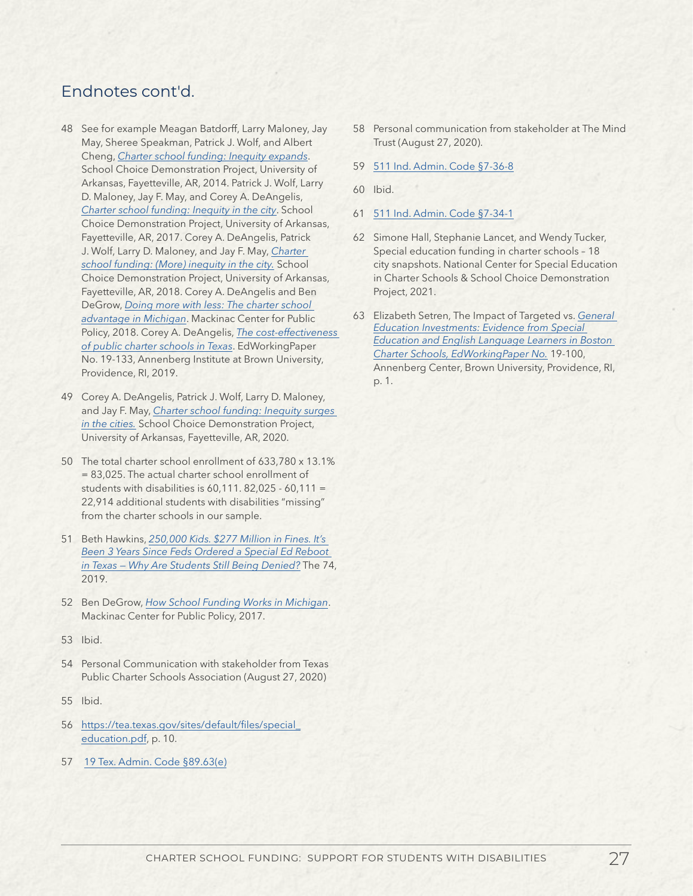## Endnotes cont'd.

48 See for example Meagan Batdorff, Larry Maloney, Jay May, Sheree Speakman, Patrick J. Wolf, and Albert Cheng, *Charter school funding: Inequity expands*. School Choice Demonstration Project, University of Arkansas, Fayetteville, AR, 2014. Patrick J. Wolf, Larry D. Maloney, Jay F. May, and Corey A. DeAngelis, *Charter school funding: Inequity in the city*. School Choice Demonstration Project, University of Arkansas, Fayetteville, AR, 2017. Corey A. DeAngelis, Patrick J. Wolf, Larry D. Maloney, and Jay F. May, *Charter school funding: (More) inequity in the city.* School Choice Demonstration Project, University of Arkansas, Fayetteville, AR, 2018. Corey A. DeAngelis and Ben DeGrow, *Doing more with less: The charter school advantage in Michigan*. Mackinac Center for Public Policy, 2018. Corey A. DeAngelis, *The cost-effectiveness of public charter schools in Texas*. EdWorkingPaper No. 19-133, Annenberg Institute at Brown University, Providence, RI, 2019.

49 Corey A. DeAngelis, Patrick J. Wolf, Larry D. Maloney, and Jay F. May, *Charter school funding: Inequity surges in the cities.* School Choice Demonstration Project, University of Arkansas, Fayetteville, AR, 2020.

50 The total charter school enrollment of 633,780 x 13.1% = 83,025. The actual charter school enrollment of students with disabilities is 60,111. 82,025 - 60,111 = 22,914 additional students with disabilities "missing" from the charter schools in our sample.

51 Beth Hawkins, *250,000 Kids. $277 Million in Fines. It's Been 3 Years Since Feds Ordered a Special Ed Reboot in Texas — Why Are Students Still Being Denied?* The 74, 2019.

52 Ben DeGrow, *How School Funding Works in Michigan*. Mackinac Center for Public Policy, 2017.

53 Ibid.

54 Personal Communication with stakeholder from Texas Public Charter Schools Association (August 27, 2020)

55 Ibid.

56 https://tea.texas.gov/sites/default/files/special_education.pdf, p. 10.

57 19 Tex. Admin. Code §89.63(e)

58 Personal communication from stakeholder at The Mind Trust (August 27, 2020).

59 511 Ind. Admin. Code §7-36-8

60 Ibid.

61 511 Ind. Admin. Code §7-34-1

62 Simone Hall, Stephanie Lancet, and Wendy Tucker, Special education funding in charter schools – 18 city snapshots. National Center for Special Education in Charter Schools & School Choice Demonstration Project, 2021.

63 Elizabeth Setren, The Impact of Targeted vs. *General Education Investments: Evidence from Special Education and English Language Learners in Boston Charter Schools, EdWorkingPaper No.* 19-100, Annenberg Center, Brown University, Providence, RI, p. 1.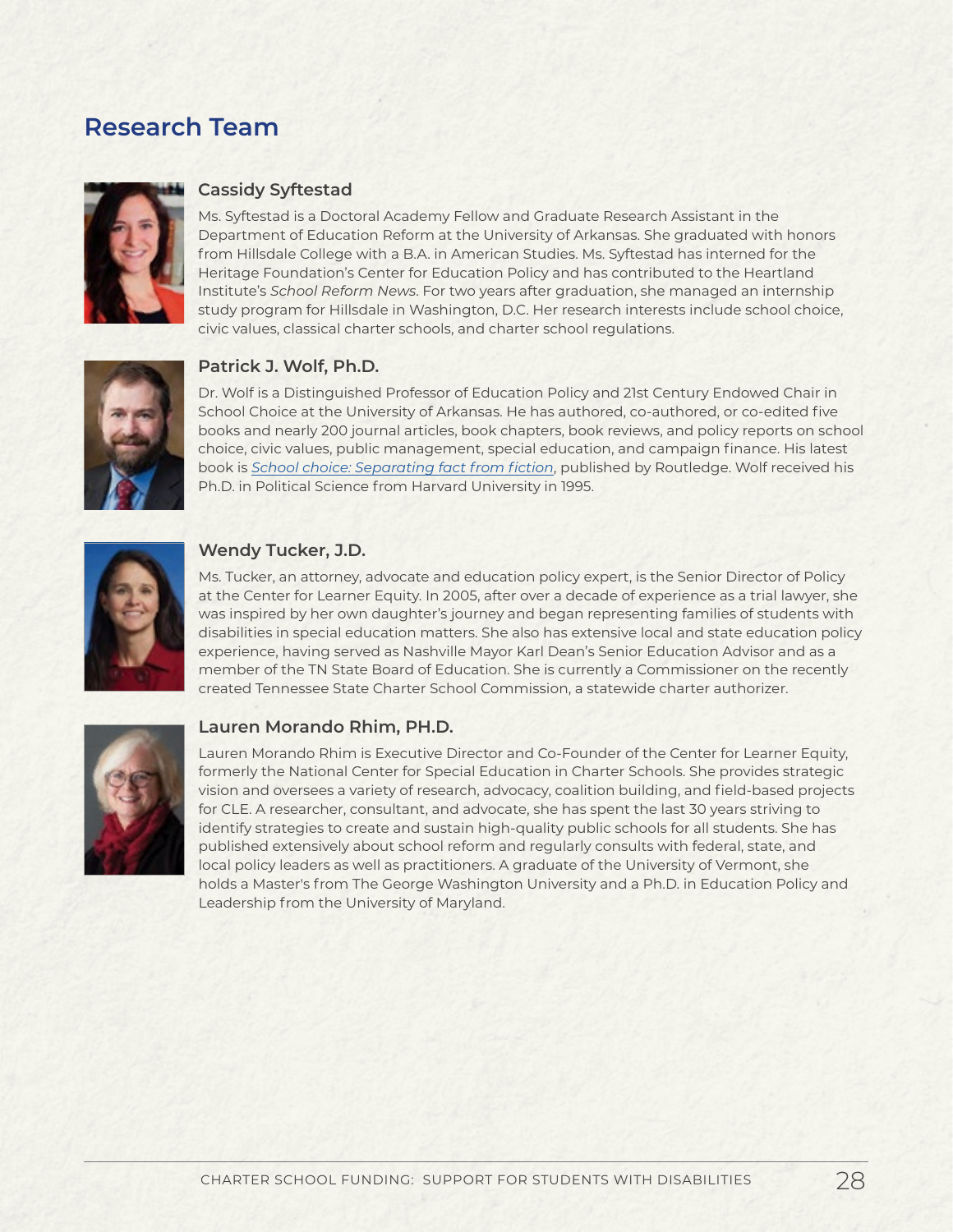## Research Team

### Cassidy Syftestad

Ms. Syftestad is a Doctoral Academy Fellow and Graduate Research Assistant in the Department of Education Reform at the University of Arkansas. She graduated with honors from Hillsdale College with a B.A. in American Studies. Ms. Syftestad has interned for the Heritage Foundation's Center for Education Policy and has contributed to the Heartland Institute's *School Reform News*. For two years after graduation, she managed an internship study program for Hillsdale in Washington, D.C. Her research interests include school choice, civic values, classical charter schools, and charter school regulations.

### Patrick J. Wolf, Ph.D.

Dr. Wolf is a Distinguished Professor of Education Policy and 21st Century Endowed Chair in School Choice at the University of Arkansas. He has authored, co-authored, or co-edited five books and nearly 200 journal articles, book chapters, book reviews, and policy reports on school choice, civic values, public management, special education, and campaign finance. His latest book is *School choice: Separating fact from fiction*, published by Routledge. Wolf received his Ph.D. in Political Science from Harvard University in 1995.

### Wendy Tucker, J.D.

Ms. Tucker, an attorney, advocate and education policy expert, is the Senior Director of Policy at the Center for Learner Equity. In 2005, after over a decade of experience as a trial lawyer, she was inspired by her own daughter's journey and began representing families of students with disabilities in special education matters. She also has extensive local and state education policy experience, having served as Nashville Mayor Karl Dean's Senior Education Advisor and as a member of the TN State Board of Education. She is currently a Commissioner on the recently created Tennessee State Charter School Commission, a statewide charter authorizer.

### Lauren Morando Rhim, PH.D.

Lauren Morando Rhim is Executive Director and Co-Founder of the Center for Learner Equity, formerly the National Center for Special Education in Charter Schools. She provides strategic vision and oversees a variety of research, advocacy, coalition building, and field-based projects for CLE. A researcher, consultant, and advocate, she has spent the last 30 years striving to identify strategies to create and sustain high-quality public schools for all students. She has published extensively about school reform and regularly consults with federal, state, and local policy leaders as well as practitioners. A graduate of the University of Vermont, she holds a Master's from The George Washington University and a Ph.D. in Education Policy and Leadership from the University of Maryland.